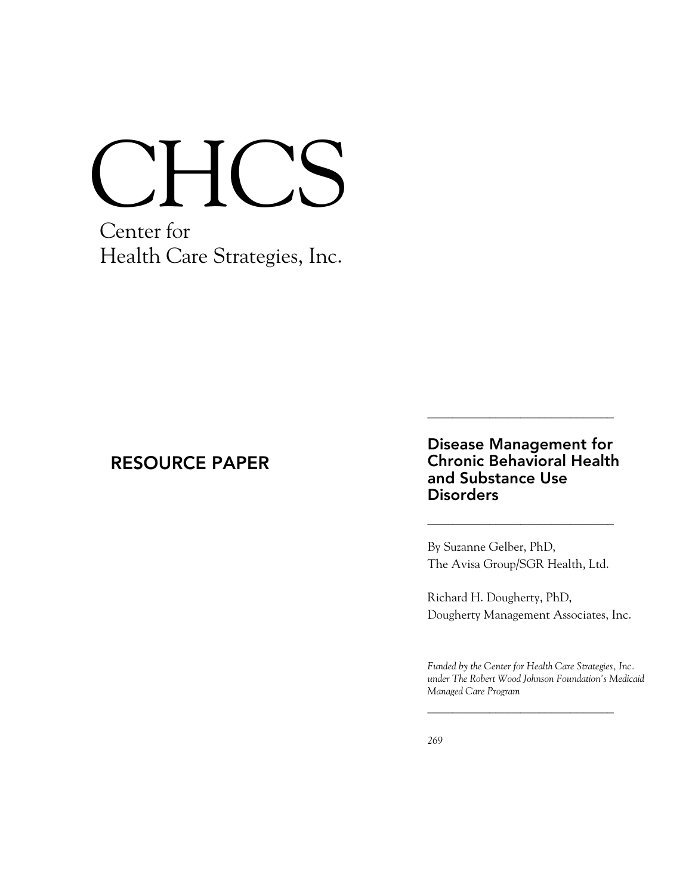# CHCS

Center for
Health Care Strategies, Inc.

**RESOURCE PAPER**

## Disease Management for Chronic Behavioral Health and Substance Use Disorders

By Suzanne Gelber, PhD,
The Avisa Group/SGR Health, Ltd.

Richard H. Dougherty, PhD,
Dougherty Management Associates, Inc.

*Funded by the Center for Health Care Strategies, Inc. under The Robert Wood Johnson Foundation's Medicaid Managed Care Program*

*269*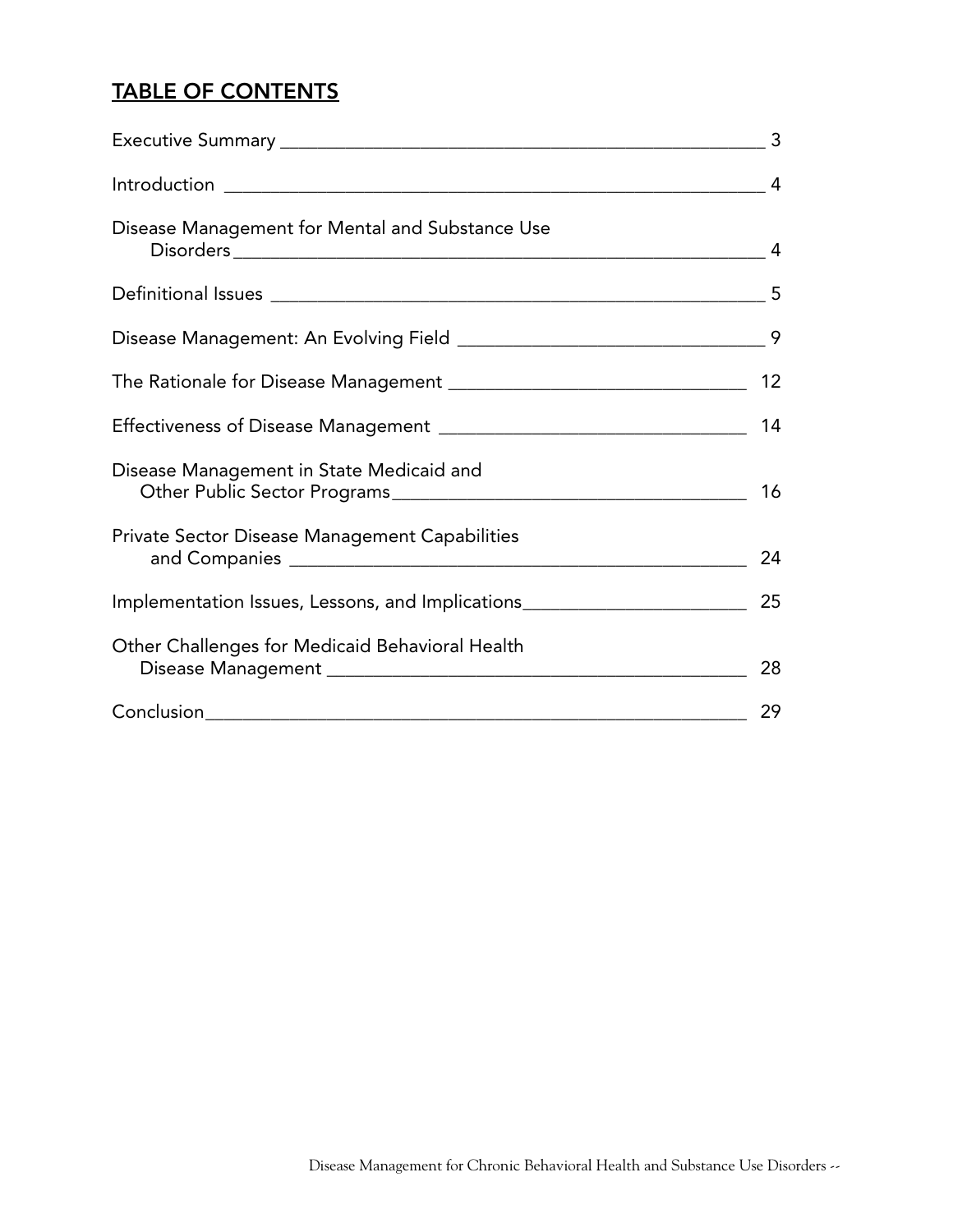## TABLE OF CONTENTS

| Section | Page |
|---|---|
| Executive Summary | 3 |
| Introduction | 4 |
| Disease Management for Mental and Substance Use Disorders | 4 |
| Definitional Issues | 5 |
| Disease Management: An Evolving Field | 9 |
| The Rationale for Disease Management | 12 |
| Effectiveness of Disease Management | 14 |
| Disease Management in State Medicaid and Other Public Sector Programs | 16 |
| Private Sector Disease Management Capabilities and Companies | 24 |
| Implementation Issues, Lessons, and Implications | 25 |
| Other Challenges for Medicaid Behavioral Health Disease Management | 28 |
| Conclusion | 29 |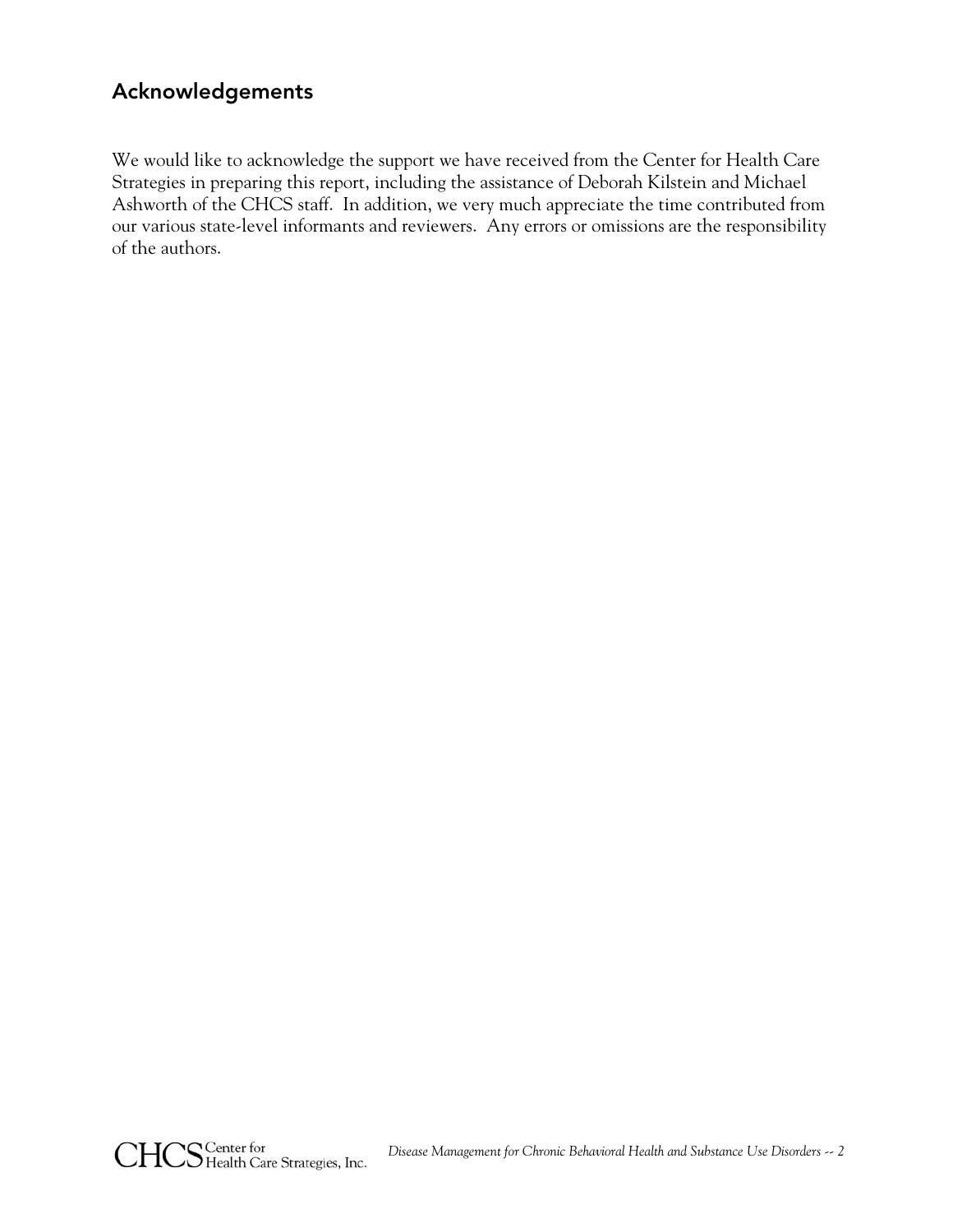## Acknowledgements

We would like to acknowledge the support we have received from the Center for Health Care Strategies in preparing this report, including the assistance of Deborah Kilstein and Michael Ashworth of the CHCS staff. In addition, we very much appreciate the time contributed from our various state-level informants and reviewers. Any errors or omissions are the responsibility of the authors.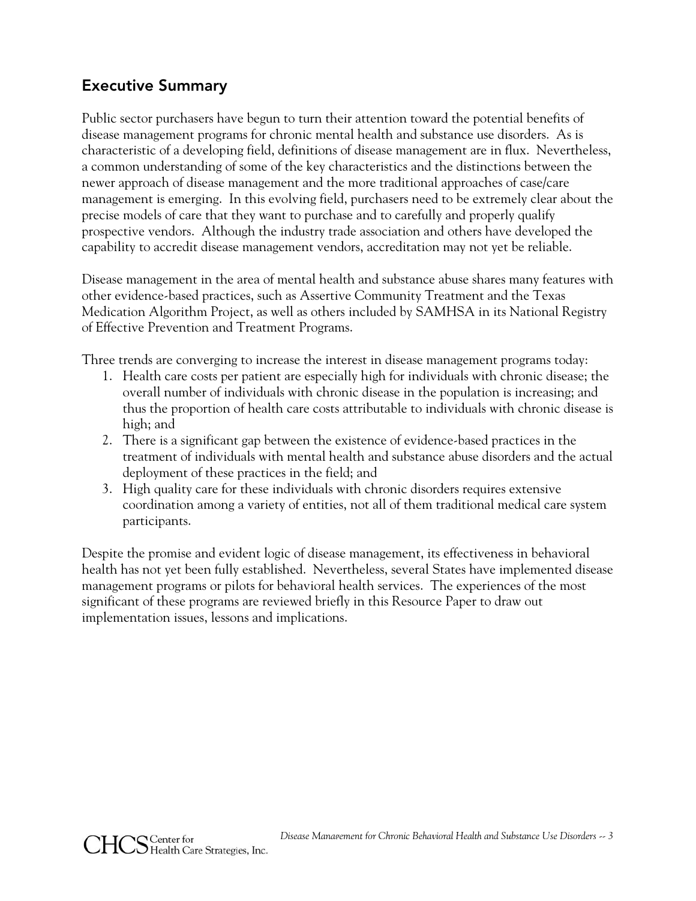## Executive Summary

Public sector purchasers have begun to turn their attention toward the potential benefits of disease management programs for chronic mental health and substance use disorders. As is characteristic of a developing field, definitions of disease management are in flux. Nevertheless, a common understanding of some of the key characteristics and the distinctions between the newer approach of disease management and the more traditional approaches of case/care management is emerging. In this evolving field, purchasers need to be extremely clear about the precise models of care that they want to purchase and to carefully and properly qualify prospective vendors. Although the industry trade association and others have developed the capability to accredit disease management vendors, accreditation may not yet be reliable.

Disease management in the area of mental health and substance abuse shares many features with other evidence-based practices, such as Assertive Community Treatment and the Texas Medication Algorithm Project, as well as others included by SAMHSA in its National Registry of Effective Prevention and Treatment Programs.

Three trends are converging to increase the interest in disease management programs today:

1. Health care costs per patient are especially high for individuals with chronic disease; the overall number of individuals with chronic disease in the population is increasing; and thus the proportion of health care costs attributable to individuals with chronic disease is high; and
2. There is a significant gap between the existence of evidence-based practices in the treatment of individuals with mental health and substance abuse disorders and the actual deployment of these practices in the field; and
3. High quality care for these individuals with chronic disorders requires extensive coordination among a variety of entities, not all of them traditional medical care system participants.

Despite the promise and evident logic of disease management, its effectiveness in behavioral health has not yet been fully established. Nevertheless, several States have implemented disease management programs or pilots for behavioral health services. The experiences of the most significant of these programs are reviewed briefly in this Resource Paper to draw out implementation issues, lessons and implications.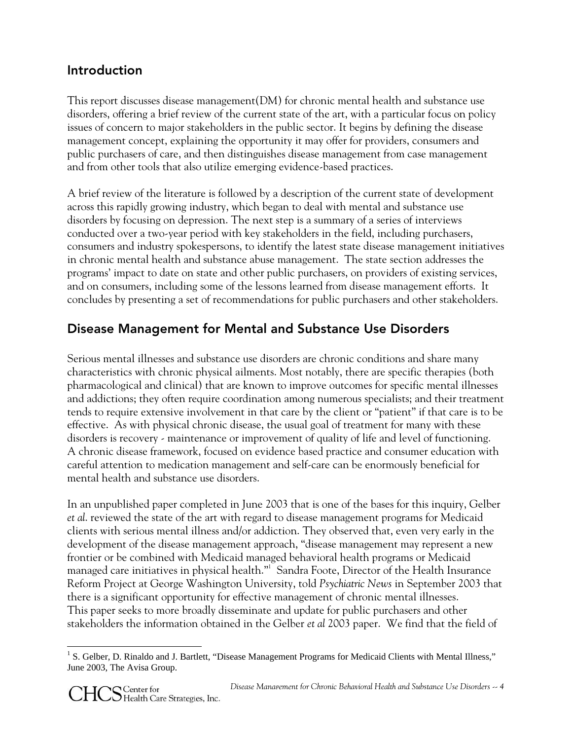## Introduction

This report discusses disease management(DM) for chronic mental health and substance use disorders, offering a brief review of the current state of the art, with a particular focus on policy issues of concern to major stakeholders in the public sector. It begins by defining the disease management concept, explaining the opportunity it may offer for providers, consumers and public purchasers of care, and then distinguishes disease management from case management and from other tools that also utilize emerging evidence-based practices.

A brief review of the literature is followed by a description of the current state of development across this rapidly growing industry, which began to deal with mental and substance use disorders by focusing on depression. The next step is a summary of a series of interviews conducted over a two-year period with key stakeholders in the field, including purchasers, consumers and industry spokespersons, to identify the latest state disease management initiatives in chronic mental health and substance abuse management. The state section addresses the programs' impact to date on state and other public purchasers, on providers of existing services, and on consumers, including some of the lessons learned from disease management efforts. It concludes by presenting a set of recommendations for public purchasers and other stakeholders.

## Disease Management for Mental and Substance Use Disorders

Serious mental illnesses and substance use disorders are chronic conditions and share many characteristics with chronic physical ailments. Most notably, there are specific therapies (both pharmacological and clinical) that are known to improve outcomes for specific mental illnesses and addictions; they often require coordination among numerous specialists; and their treatment tends to require extensive involvement in that care by the client or "patient" if that care is to be effective. As with physical chronic disease, the usual goal of treatment for many with these disorders is recovery - maintenance or improvement of quality of life and level of functioning. A chronic disease framework, focused on evidence based practice and consumer education with careful attention to medication management and self-care can be enormously beneficial for mental health and substance use disorders.

In an unpublished paper completed in June 2003 that is one of the bases for this inquiry, Gelber *et al*. reviewed the state of the art with regard to disease management programs for Medicaid clients with serious mental illness and/or addiction. They observed that, even very early in the development of the disease management approach, "disease management may represent a new frontier or be combined with Medicaid managed behavioral health programs or Medicaid managed care initiatives in physical health."[1] Sandra Foote, Director of the Health Insurance Reform Project at George Washington University, told *Psychiatric News* in September 2003 that there is a significant opportunity for effective management of chronic mental illnesses. This paper seeks to more broadly disseminate and update for public purchasers and other stakeholders the information obtained in the Gelber *et al* 2003 paper. We find that the field of

[1] S. Gelber, D. Rinaldo and J. Bartlett, "Disease Management Programs for Medicaid Clients with Mental Illness," June 2003, The Avisa Group.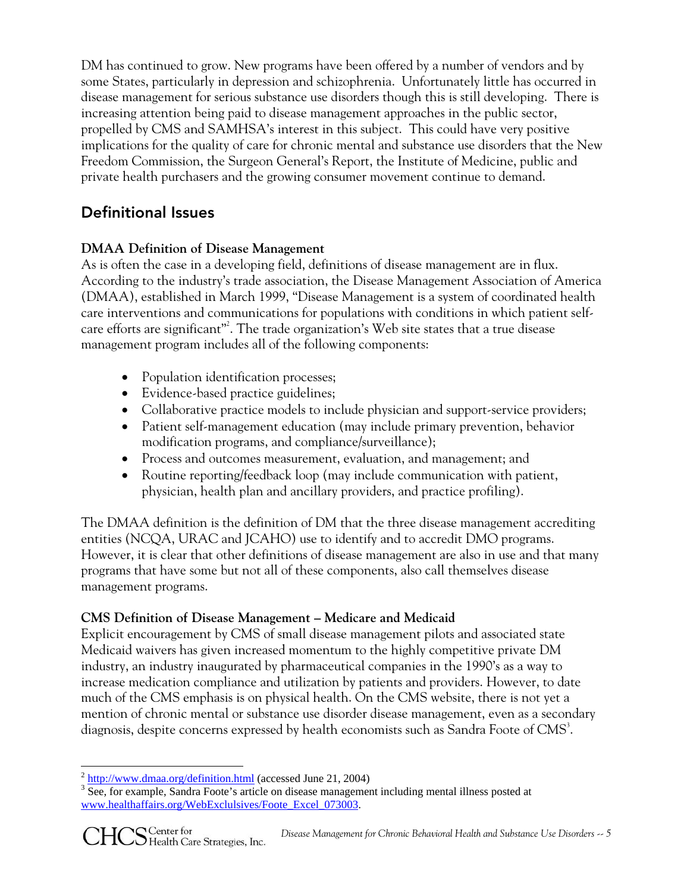DM has continued to grow. New programs have been offered by a number of vendors and by some States, particularly in depression and schizophrenia. Unfortunately little has occurred in disease management for serious substance use disorders though this is still developing. There is increasing attention being paid to disease management approaches in the public sector, propelled by CMS and SAMHSA's interest in this subject. This could have very positive implications for the quality of care for chronic mental and substance use disorders that the New Freedom Commission, the Surgeon General's Report, the Institute of Medicine, public and private health purchasers and the growing consumer movement continue to demand.

## Definitional Issues

### DMAA Definition of Disease Management

As is often the case in a developing field, definitions of disease management are in flux. According to the industry's trade association, the Disease Management Association of America (DMAA), established in March 1999, "Disease Management is a system of coordinated health care interventions and communications for populations with conditions in which patient self-care efforts are significant"[2]. The trade organization's Web site states that a true disease management program includes all of the following components:

- Population identification processes;
- Evidence-based practice guidelines;
- Collaborative practice models to include physician and support-service providers;
- Patient self-management education (may include primary prevention, behavior modification programs, and compliance/surveillance);
- Process and outcomes measurement, evaluation, and management; and
- Routine reporting/feedback loop (may include communication with patient, physician, health plan and ancillary providers, and practice profiling).

The DMAA definition is the definition of DM that the three disease management accrediting entities (NCQA, URAC and JCAHO) use to identify and to accredit DMO programs. However, it is clear that other definitions of disease management are also in use and that many programs that have some but not all of these components, also call themselves disease management programs.

### CMS Definition of Disease Management – Medicare and Medicaid

Explicit encouragement by CMS of small disease management pilots and associated state Medicaid waivers has given increased momentum to the highly competitive private DM industry, an industry inaugurated by pharmaceutical companies in the 1990's as a way to increase medication compliance and utilization by patients and providers. However, to date much of the CMS emphasis is on physical health. On the CMS website, there is not yet a mention of chronic mental or substance use disorder disease management, even as a secondary diagnosis, despite concerns expressed by health economists such as Sandra Foote of CMS[3].

---

[2] http://www.dmaa.org/definition.html (accessed June 21, 2004)

[3] See, for example, Sandra Foote's article on disease management including mental illness posted at www.healthaffairs.org/WebExclulsives/Foote_Excel_073003.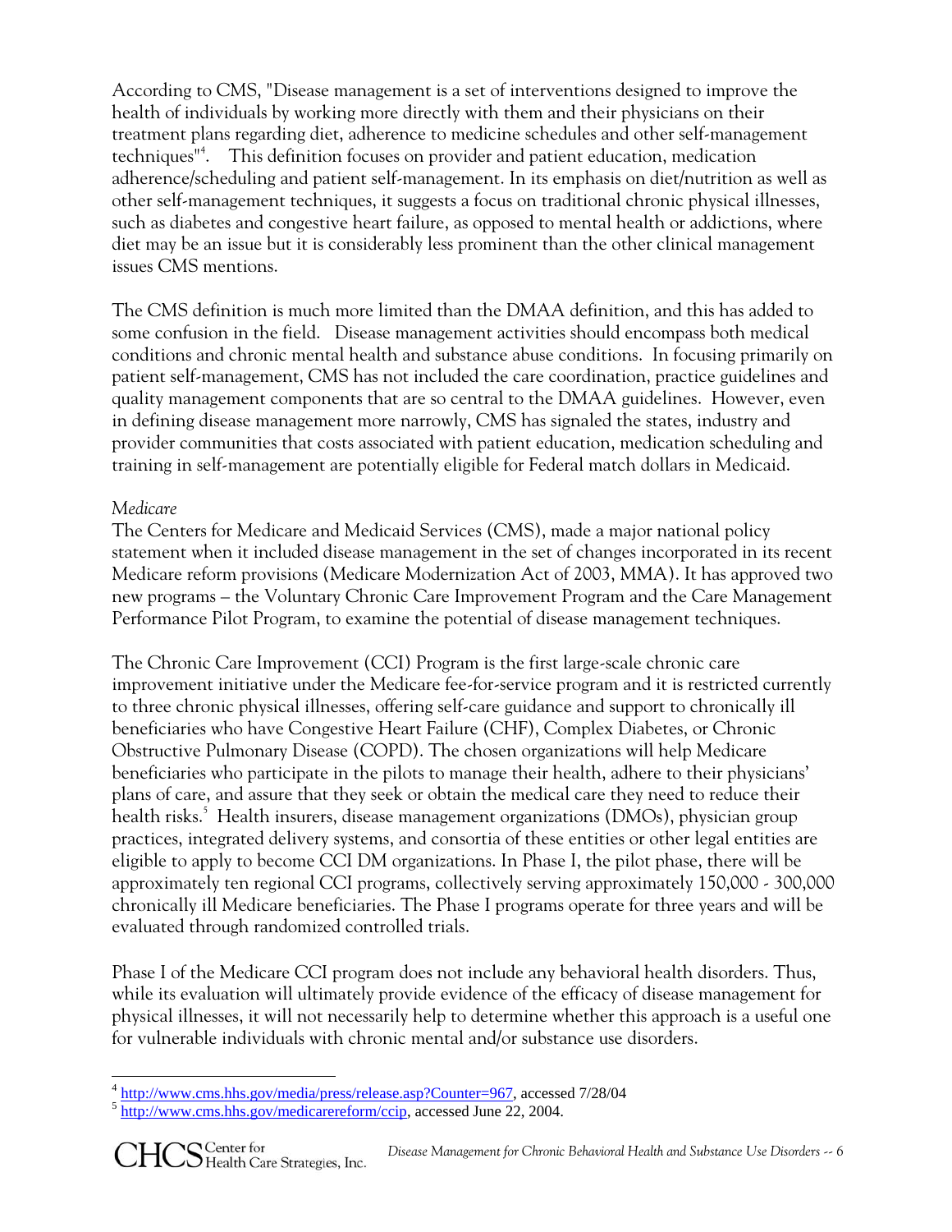According to CMS, "Disease management is a set of interventions designed to improve the health of individuals by working more directly with them and their physicians on their treatment plans regarding diet, adherence to medicine schedules and other self-management techniques"[4]. This definition focuses on provider and patient education, medication adherence/scheduling and patient self-management. In its emphasis on diet/nutrition as well as other self-management techniques, it suggests a focus on traditional chronic physical illnesses, such as diabetes and congestive heart failure, as opposed to mental health or addictions, where diet may be an issue but it is considerably less prominent than the other clinical management issues CMS mentions.

The CMS definition is much more limited than the DMAA definition, and this has added to some confusion in the field. Disease management activities should encompass both medical conditions and chronic mental health and substance abuse conditions. In focusing primarily on patient self-management, CMS has not included the care coordination, practice guidelines and quality management components that are so central to the DMAA guidelines. However, even in defining disease management more narrowly, CMS has signaled the states, industry and provider communities that costs associated with patient education, medication scheduling and training in self-management are potentially eligible for Federal match dollars in Medicaid.

*Medicare*

The Centers for Medicare and Medicaid Services (CMS), made a major national policy statement when it included disease management in the set of changes incorporated in its recent Medicare reform provisions (Medicare Modernization Act of 2003, MMA). It has approved two new programs – the Voluntary Chronic Care Improvement Program and the Care Management Performance Pilot Program, to examine the potential of disease management techniques.

The Chronic Care Improvement (CCI) Program is the first large-scale chronic care improvement initiative under the Medicare fee-for-service program and it is restricted currently to three chronic physical illnesses, offering self-care guidance and support to chronically ill beneficiaries who have Congestive Heart Failure (CHF), Complex Diabetes, or Chronic Obstructive Pulmonary Disease (COPD). The chosen organizations will help Medicare beneficiaries who participate in the pilots to manage their health, adhere to their physicians' plans of care, and assure that they seek or obtain the medical care they need to reduce their health risks.[5] Health insurers, disease management organizations (DMOs), physician group practices, integrated delivery systems, and consortia of these entities or other legal entities are eligible to apply to become CCI DM organizations. In Phase I, the pilot phase, there will be approximately ten regional CCI programs, collectively serving approximately 150,000 - 300,000 chronically ill Medicare beneficiaries. The Phase I programs operate for three years and will be evaluated through randomized controlled trials.

Phase I of the Medicare CCI program does not include any behavioral health disorders. Thus, while its evaluation will ultimately provide evidence of the efficacy of disease management for physical illnesses, it will not necessarily help to determine whether this approach is a useful one for vulnerable individuals with chronic mental and/or substance use disorders.

---

[4] http://www.cms.hhs.gov/media/press/release.asp?Counter=967, accessed 7/28/04

[5] http://www.cms.hhs.gov/medicarereform/ccip, accessed June 22, 2004.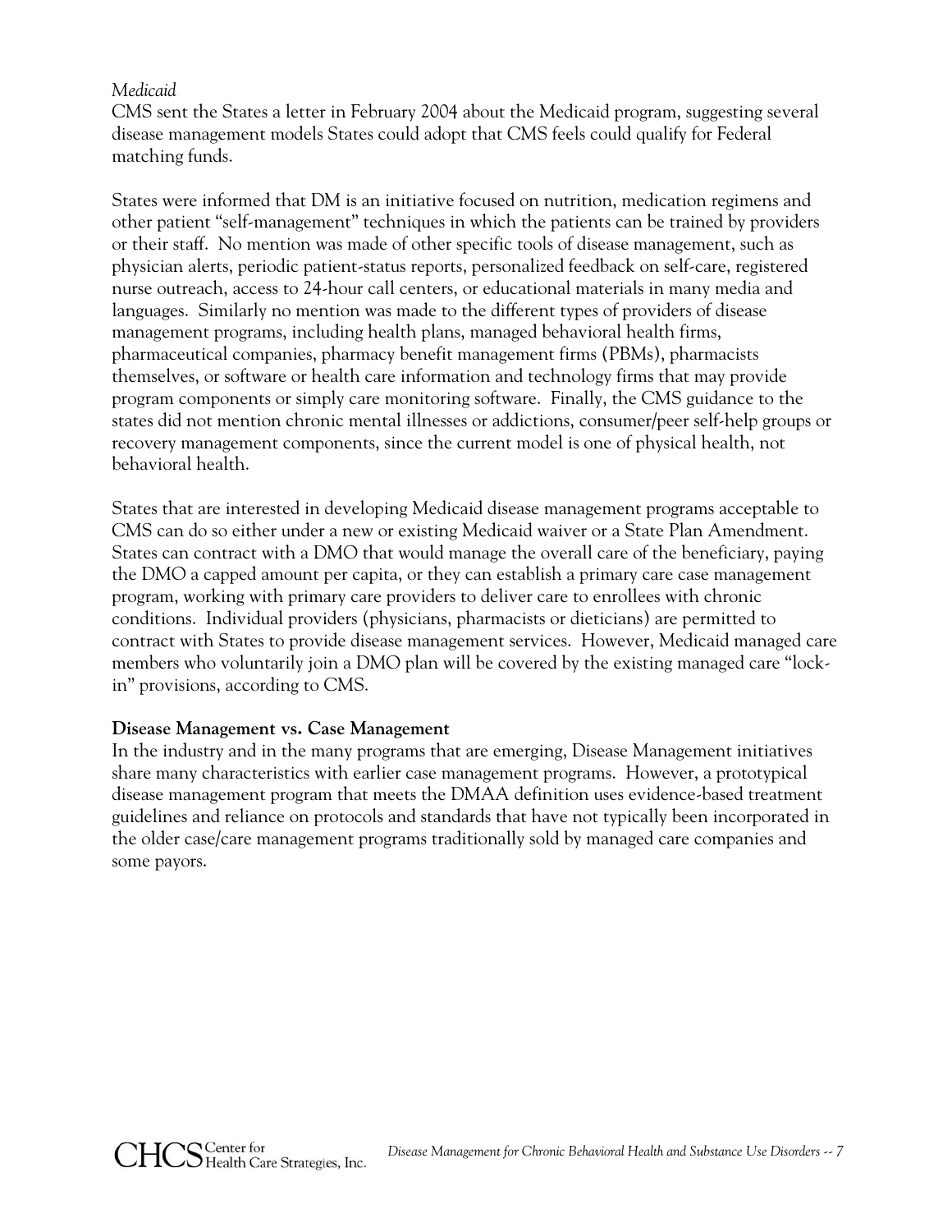*Medicaid*

CMS sent the States a letter in February 2004 about the Medicaid program, suggesting several disease management models States could adopt that CMS feels could qualify for Federal matching funds.

States were informed that DM is an initiative focused on nutrition, medication regimens and other patient "self-management" techniques in which the patients can be trained by providers or their staff. No mention was made of other specific tools of disease management, such as physician alerts, periodic patient-status reports, personalized feedback on self-care, registered nurse outreach, access to 24-hour call centers, or educational materials in many media and languages. Similarly no mention was made to the different types of providers of disease management programs, including health plans, managed behavioral health firms, pharmaceutical companies, pharmacy benefit management firms (PBMs), pharmacists themselves, or software or health care information and technology firms that may provide program components or simply care monitoring software. Finally, the CMS guidance to the states did not mention chronic mental illnesses or addictions, consumer/peer self-help groups or recovery management components, since the current model is one of physical health, not behavioral health.

States that are interested in developing Medicaid disease management programs acceptable to CMS can do so either under a new or existing Medicaid waiver or a State Plan Amendment. States can contract with a DMO that would manage the overall care of the beneficiary, paying the DMO a capped amount per capita, or they can establish a primary care case management program, working with primary care providers to deliver care to enrollees with chronic conditions. Individual providers (physicians, pharmacists or dieticians) are permitted to contract with States to provide disease management services. However, Medicaid managed care members who voluntarily join a DMO plan will be covered by the existing managed care "lock-in" provisions, according to CMS.

**Disease Management vs. Case Management**

In the industry and in the many programs that are emerging, Disease Management initiatives share many characteristics with earlier case management programs. However, a prototypical disease management program that meets the DMAA definition uses evidence-based treatment guidelines and reliance on protocols and standards that have not typically been incorporated in the older case/care management programs traditionally sold by managed care companies and some payors.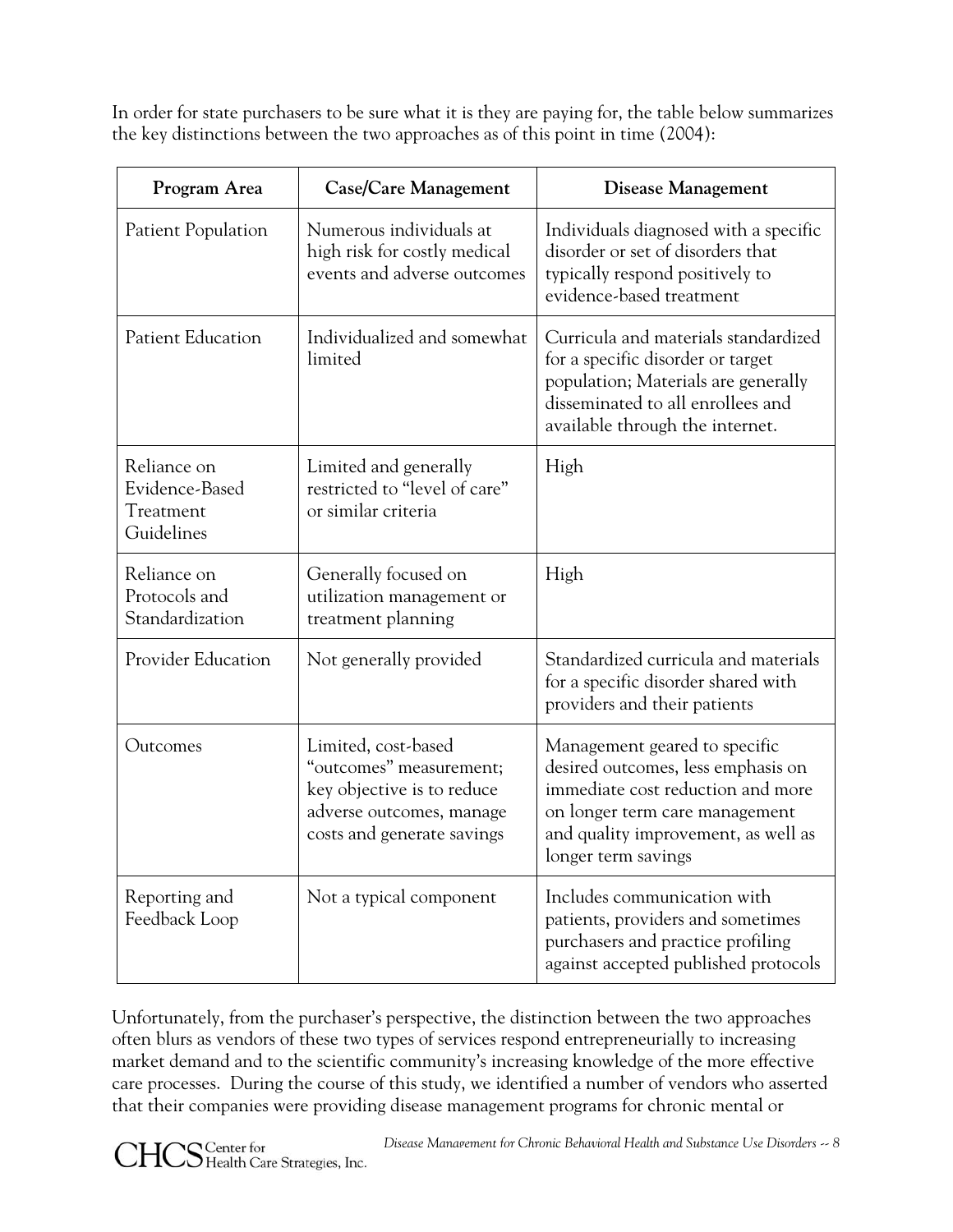In order for state purchasers to be sure what it is they are paying for, the table below summarizes the key distinctions between the two approaches as of this point in time (2004):

| Program Area | Case/Care Management | Disease Management |
| --- | --- | --- |
| Patient Population | Numerous individuals at high risk for costly medical events and adverse outcomes | Individuals diagnosed with a specific disorder or set of disorders that typically respond positively to evidence-based treatment |
| Patient Education | Individualized and somewhat limited | Curricula and materials standardized for a specific disorder or target population; Materials are generally disseminated to all enrollees and available through the internet. |
| Reliance on Evidence-Based Treatment Guidelines | Limited and generally restricted to "level of care" or similar criteria | High |
| Reliance on Protocols and Standardization | Generally focused on utilization management or treatment planning | High |
| Provider Education | Not generally provided | Standardized curricula and materials for a specific disorder shared with providers and their patients |
| Outcomes | Limited, cost-based "outcomes" measurement; key objective is to reduce adverse outcomes, manage costs and generate savings | Management geared to specific desired outcomes, less emphasis on immediate cost reduction and more on longer term care management and quality improvement, as well as longer term savings |
| Reporting and Feedback Loop | Not a typical component | Includes communication with patients, providers and sometimes purchasers and practice profiling against accepted published protocols |

Unfortunately, from the purchaser's perspective, the distinction between the two approaches often blurs as vendors of these two types of services respond entrepreneurially to increasing market demand and to the scientific community's increasing knowledge of the more effective care processes. During the course of this study, we identified a number of vendors who asserted that their companies were providing disease management programs for chronic mental or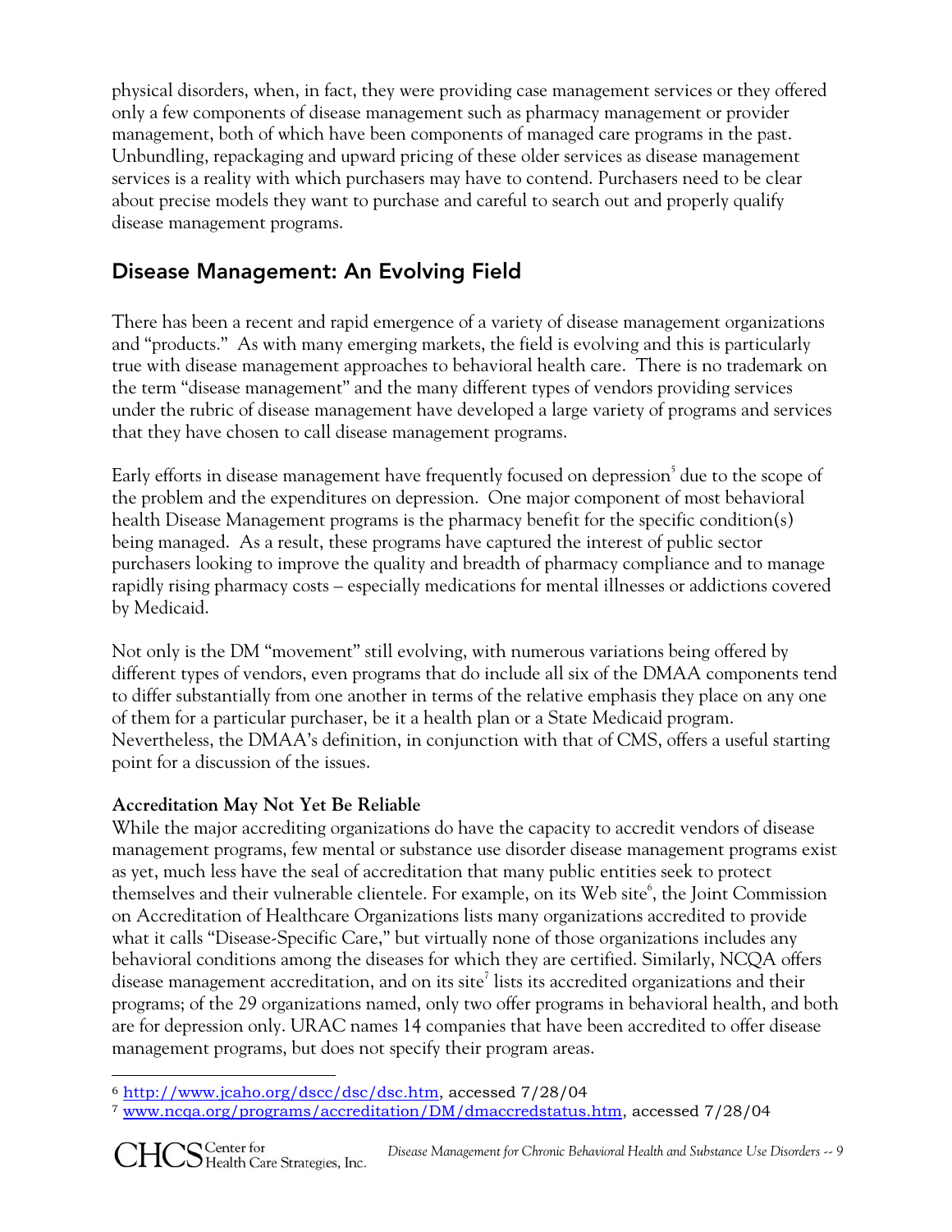physical disorders, when, in fact, they were providing case management services or they offered only a few components of disease management such as pharmacy management or provider management, both of which have been components of managed care programs in the past. Unbundling, repackaging and upward pricing of these older services as disease management services is a reality with which purchasers may have to contend. Purchasers need to be clear about precise models they want to purchase and careful to search out and properly qualify disease management programs.

## Disease Management: An Evolving Field

There has been a recent and rapid emergence of a variety of disease management organizations and "products." As with many emerging markets, the field is evolving and this is particularly true with disease management approaches to behavioral health care. There is no trademark on the term "disease management" and the many different types of vendors providing services under the rubric of disease management have developed a large variety of programs and services that they have chosen to call disease management programs.

Early efforts in disease management have frequently focused on depression[5] due to the scope of the problem and the expenditures on depression. One major component of most behavioral health Disease Management programs is the pharmacy benefit for the specific condition(s) being managed. As a result, these programs have captured the interest of public sector purchasers looking to improve the quality and breadth of pharmacy compliance and to manage rapidly rising pharmacy costs – especially medications for mental illnesses or addictions covered by Medicaid.

Not only is the DM "movement" still evolving, with numerous variations being offered by different types of vendors, even programs that do include all six of the DMAA components tend to differ substantially from one another in terms of the relative emphasis they place on any one of them for a particular purchaser, be it a health plan or a State Medicaid program. Nevertheless, the DMAA's definition, in conjunction with that of CMS, offers a useful starting point for a discussion of the issues.

**Accreditation May Not Yet Be Reliable**

While the major accrediting organizations do have the capacity to accredit vendors of disease management programs, few mental or substance use disorder disease management programs exist as yet, much less have the seal of accreditation that many public entities seek to protect themselves and their vulnerable clientele. For example, on its Web site[6], the Joint Commission on Accreditation of Healthcare Organizations lists many organizations accredited to provide what it calls "Disease-Specific Care," but virtually none of those organizations includes any behavioral conditions among the diseases for which they are certified. Similarly, NCQA offers disease management accreditation, and on its site[7] lists its accredited organizations and their programs; of the 29 organizations named, only two offer programs in behavioral health, and both are for depression only. URAC names 14 companies that have been accredited to offer disease management programs, but does not specify their program areas.

---

[6] http://www.jcaho.org/dscc/dsc/dsc.htm, accessed 7/28/04

[7] www.ncqa.org/programs/accreditation/DM/dmaccredstatus.htm, accessed 7/28/04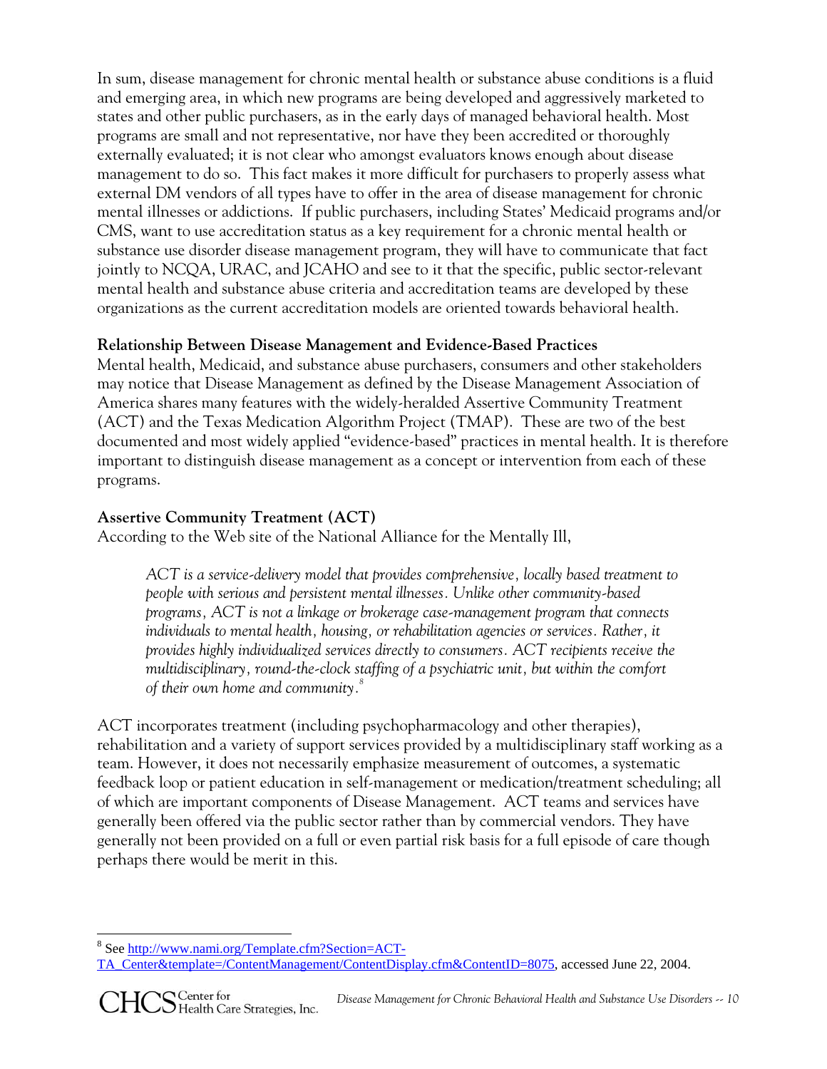In sum, disease management for chronic mental health or substance abuse conditions is a fluid and emerging area, in which new programs are being developed and aggressively marketed to states and other public purchasers, as in the early days of managed behavioral health. Most programs are small and not representative, nor have they been accredited or thoroughly externally evaluated; it is not clear who amongst evaluators knows enough about disease management to do so. This fact makes it more difficult for purchasers to properly assess what external DM vendors of all types have to offer in the area of disease management for chronic mental illnesses or addictions. If public purchasers, including States' Medicaid programs and/or CMS, want to use accreditation status as a key requirement for a chronic mental health or substance use disorder disease management program, they will have to communicate that fact jointly to NCQA, URAC, and JCAHO and see to it that the specific, public sector-relevant mental health and substance abuse criteria and accreditation teams are developed by these organizations as the current accreditation models are oriented towards behavioral health.

**Relationship Between Disease Management and Evidence-Based Practices**

Mental health, Medicaid, and substance abuse purchasers, consumers and other stakeholders may notice that Disease Management as defined by the Disease Management Association of America shares many features with the widely-heralded Assertive Community Treatment (ACT) and the Texas Medication Algorithm Project (TMAP). These are two of the best documented and most widely applied "evidence-based" practices in mental health. It is therefore important to distinguish disease management as a concept or intervention from each of these programs.

**Assertive Community Treatment (ACT)**

According to the Web site of the National Alliance for the Mentally Ill,

> *ACT is a service-delivery model that provides comprehensive, locally based treatment to people with serious and persistent mental illnesses. Unlike other community-based programs, ACT is not a linkage or brokerage case-management program that connects individuals to mental health, housing, or rehabilitation agencies or services. Rather, it provides highly individualized services directly to consumers. ACT recipients receive the multidisciplinary, round-the-clock staffing of a psychiatric unit, but within the comfort of their own home and community.*[8]

ACT incorporates treatment (including psychopharmacology and other therapies), rehabilitation and a variety of support services provided by a multidisciplinary staff working as a team. However, it does not necessarily emphasize measurement of outcomes, a systematic feedback loop or patient education in self-management or medication/treatment scheduling; all of which are important components of Disease Management. ACT teams and services have generally been offered via the public sector rather than by commercial vendors. They have generally not been provided on a full or even partial risk basis for a full episode of care though perhaps there would be merit in this.

[8] See http://www.nami.org/Template.cfm?Section=ACT-TA_Center&template=/ContentManagement/ContentDisplay.cfm&ContentID=8075, accessed June 22, 2004.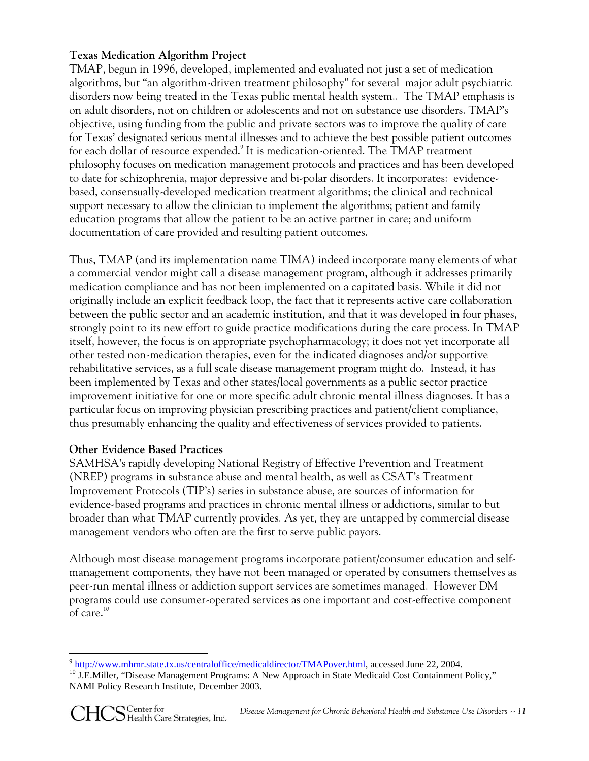**Texas Medication Algorithm Project**

TMAP, begun in 1996, developed, implemented and evaluated not just a set of medication algorithms, but "an algorithm-driven treatment philosophy" for several major adult psychiatric disorders now being treated in the Texas public mental health system.. The TMAP emphasis is on adult disorders, not on children or adolescents and not on substance use disorders. TMAP's objective, using funding from the public and private sectors was to improve the quality of care for Texas' designated serious mental illnesses and to achieve the best possible patient outcomes for each dollar of resource expended.[9] It is medication-oriented. The TMAP treatment philosophy focuses on medication management protocols and practices and has been developed to date for schizophrenia, major depressive and bi-polar disorders. It incorporates: evidence-based, consensually-developed medication treatment algorithms; the clinical and technical support necessary to allow the clinician to implement the algorithms; patient and family education programs that allow the patient to be an active partner in care; and uniform documentation of care provided and resulting patient outcomes.

Thus, TMAP (and its implementation name TIMA) indeed incorporate many elements of what a commercial vendor might call a disease management program, although it addresses primarily medication compliance and has not been implemented on a capitated basis. While it did not originally include an explicit feedback loop, the fact that it represents active care collaboration between the public sector and an academic institution, and that it was developed in four phases, strongly point to its new effort to guide practice modifications during the care process. In TMAP itself, however, the focus is on appropriate psychopharmacology; it does not yet incorporate all other tested non-medication therapies, even for the indicated diagnoses and/or supportive rehabilitative services, as a full scale disease management program might do. Instead, it has been implemented by Texas and other states/local governments as a public sector practice improvement initiative for one or more specific adult chronic mental illness diagnoses. It has a particular focus on improving physician prescribing practices and patient/client compliance, thus presumably enhancing the quality and effectiveness of services provided to patients.

**Other Evidence Based Practices**

SAMHSA's rapidly developing National Registry of Effective Prevention and Treatment (NREP) programs in substance abuse and mental health, as well as CSAT's Treatment Improvement Protocols (TIP's) series in substance abuse, are sources of information for evidence-based programs and practices in chronic mental illness or addictions, similar to but broader than what TMAP currently provides. As yet, they are untapped by commercial disease management vendors who often are the first to serve public payors.

Although most disease management programs incorporate patient/consumer education and self-management components, they have not been managed or operated by consumers themselves as peer-run mental illness or addiction support services are sometimes managed. However DM programs could use consumer-operated services as one important and cost-effective component of care.[10]

---

[9] http://www.mhmr.state.tx.us/centraloffice/medicaldirector/TMAPover.html, accessed June 22, 2004.

[10] J.E.Miller, "Disease Management Programs: A New Approach in State Medicaid Cost Containment Policy," NAMI Policy Research Institute, December 2003.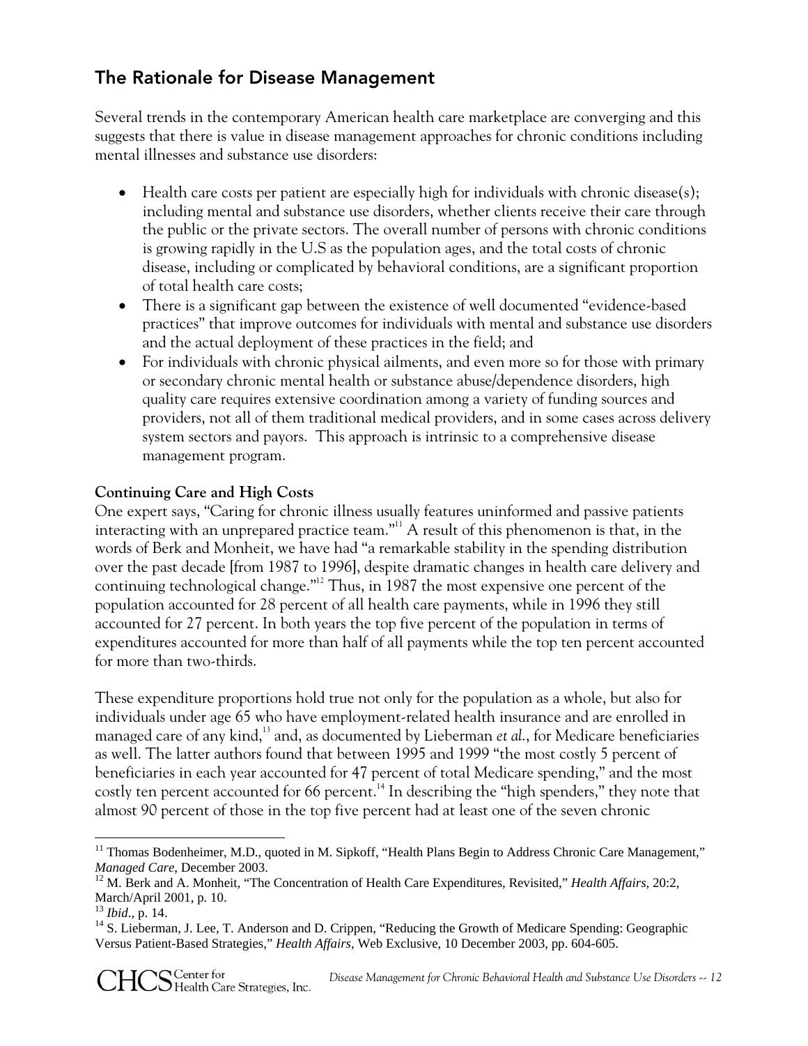## The Rationale for Disease Management

Several trends in the contemporary American health care marketplace are converging and this suggests that there is value in disease management approaches for chronic conditions including mental illnesses and substance use disorders:

- Health care costs per patient are especially high for individuals with chronic disease(s); including mental and substance use disorders, whether clients receive their care through the public or the private sectors. The overall number of persons with chronic conditions is growing rapidly in the U.S as the population ages, and the total costs of chronic disease, including or complicated by behavioral conditions, are a significant proportion of total health care costs;
- There is a significant gap between the existence of well documented "evidence-based practices" that improve outcomes for individuals with mental and substance use disorders and the actual deployment of these practices in the field; and
- For individuals with chronic physical ailments, and even more so for those with primary or secondary chronic mental health or substance abuse/dependence disorders, high quality care requires extensive coordination among a variety of funding sources and providers, not all of them traditional medical providers, and in some cases across delivery system sectors and payors. This approach is intrinsic to a comprehensive disease management program.

**Continuing Care and High Costs**

One expert says, "Caring for chronic illness usually features uninformed and passive patients interacting with an unprepared practice team."[11] A result of this phenomenon is that, in the words of Berk and Monheit, we have had "a remarkable stability in the spending distribution over the past decade [from 1987 to 1996], despite dramatic changes in health care delivery and continuing technological change."[12] Thus, in 1987 the most expensive one percent of the population accounted for 28 percent of all health care payments, while in 1996 they still accounted for 27 percent. In both years the top five percent of the population in terms of expenditures accounted for more than half of all payments while the top ten percent accounted for more than two-thirds.

These expenditure proportions hold true not only for the population as a whole, but also for individuals under age 65 who have employment-related health insurance and are enrolled in managed care of any kind,[13] and, as documented by Lieberman *et al*., for Medicare beneficiaries as well. The latter authors found that between 1995 and 1999 "the most costly 5 percent of beneficiaries in each year accounted for 47 percent of total Medicare spending," and the most costly ten percent accounted for 66 percent.[14] In describing the "high spenders," they note that almost 90 percent of those in the top five percent had at least one of the seven chronic

---

[11] Thomas Bodenheimer, M.D., quoted in M. Sipkoff, "Health Plans Begin to Address Chronic Care Management," *Managed Care*, December 2003.

[12] M. Berk and A. Monheit, "The Concentration of Health Care Expenditures, Revisited," *Health Affairs*, 20:2, March/April 2001, p. 10.

[13] *Ibid*., p. 14.

[14] S. Lieberman, J. Lee, T. Anderson and D. Crippen, "Reducing the Growth of Medicare Spending: Geographic Versus Patient-Based Strategies," *Health Affairs*, Web Exclusive, 10 December 2003, pp. 604-605.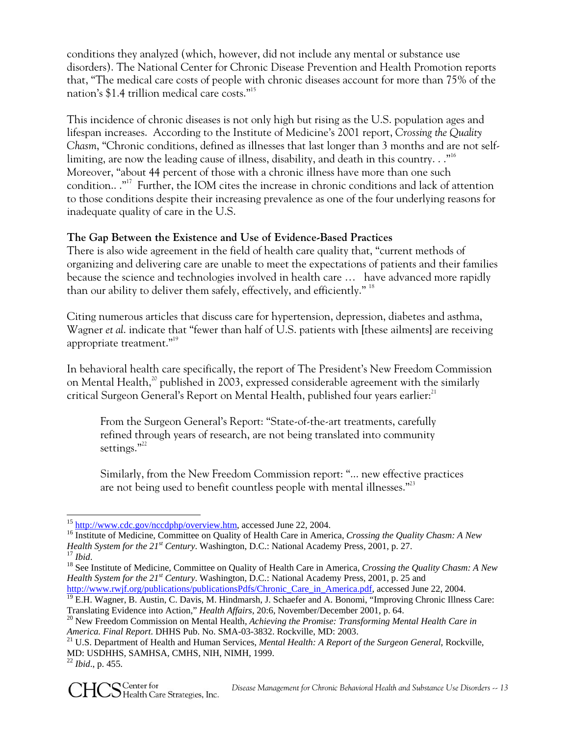conditions they analyzed (which, however, did not include any mental or substance use disorders). The National Center for Chronic Disease Prevention and Health Promotion reports that, "The medical care costs of people with chronic diseases account for more than 75% of the nation's $1.4 trillion medical care costs."[15]

This incidence of chronic diseases is not only high but rising as the U.S. population ages and lifespan increases. According to the Institute of Medicine's 2001 report, *Crossing the Quality Chasm*, "Chronic conditions, defined as illnesses that last longer than 3 months and are not self-limiting, are now the leading cause of illness, disability, and death in this country. . ."[16] Moreover, "about 44 percent of those with a chronic illness have more than one such condition.. ."[17] Further, the IOM cites the increase in chronic conditions and lack of attention to those conditions despite their increasing prevalence as one of the four underlying reasons for inadequate quality of care in the U.S.

**The Gap Between the Existence and Use of Evidence-Based Practices**

There is also wide agreement in the field of health care quality that, "current methods of organizing and delivering care are unable to meet the expectations of patients and their families because the science and technologies involved in health care … have advanced more rapidly than our ability to deliver them safely, effectively, and efficiently."[18]

Citing numerous articles that discuss care for hypertension, depression, diabetes and asthma, Wagner *et al.* indicate that "fewer than half of U.S. patients with [these ailments] are receiving appropriate treatment."[19]

In behavioral health care specifically, the report of The President's New Freedom Commission on Mental Health,[20] published in 2003, expressed considerable agreement with the similarly critical Surgeon General's Report on Mental Health, published four years earlier:[21]

> From the Surgeon General's Report: "State-of-the-art treatments, carefully refined through years of research, are not being translated into community settings."[22]
>
> Similarly, from the New Freedom Commission report: "... new effective practices are not being used to benefit countless people with mental illnesses."[23]

---

[15] http://www.cdc.gov/nccdphp/overview.htm, accessed June 22, 2004.

[16] Institute of Medicine, Committee on Quality of Health Care in America, *Crossing the Quality Chasm: A New Health System for the 21st Century*. Washington, D.C.: National Academy Press, 2001, p. 27.

[17] *Ibid*.

[18] See Institute of Medicine, Committee on Quality of Health Care in America, *Crossing the Quality Chasm: A New Health System for the 21st Century*. Washington, D.C.: National Academy Press, 2001, p. 25 and http://www.rwjf.org/publications/publicationsPdfs/Chronic_Care_in_America.pdf, accessed June 22, 2004.

[19] E.H. Wagner, B. Austin, C. Davis, M. Hindmarsh, J. Schaefer and A. Bonomi, "Improving Chronic Illness Care: Translating Evidence into Action," *Health Affairs*, 20:6, November/December 2001, p. 64.

[20] New Freedom Commission on Mental Health, *Achieving the Promise: Transforming Mental Health Care in America. Final Report*. DHHS Pub. No. SMA-03-3832. Rockville, MD: 2003.

[21] U.S. Department of Health and Human Services, *Mental Health: A Report of the Surgeon General*, Rockville, MD: USDHHS, SAMHSA, CMHS, NIH, NIMH, 1999.

[22] *Ibid*., p. 455.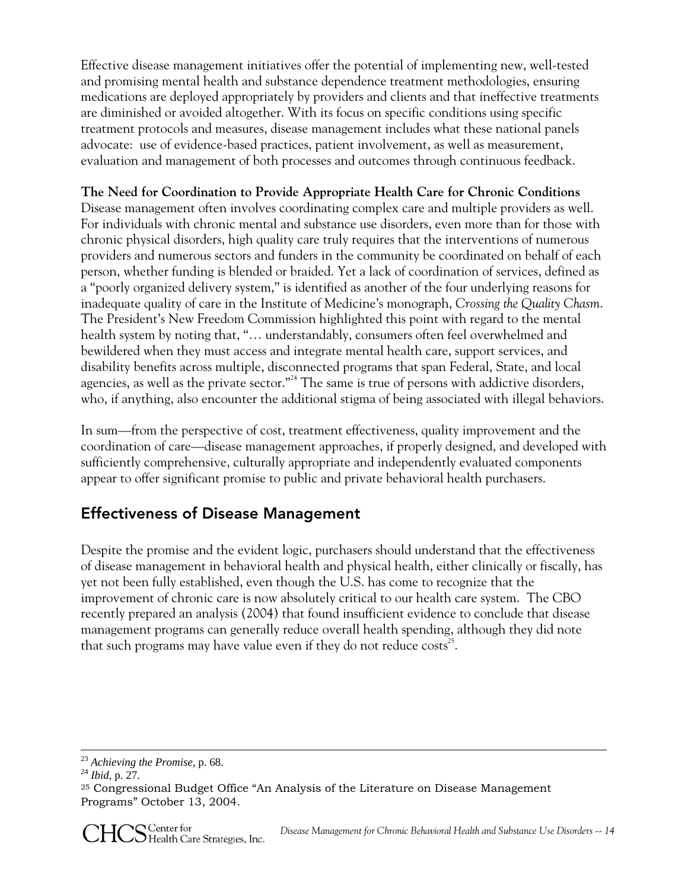Effective disease management initiatives offer the potential of implementing new, well-tested and promising mental health and substance dependence treatment methodologies, ensuring medications are deployed appropriately by providers and clients and that ineffective treatments are diminished or avoided altogether. With its focus on specific conditions using specific treatment protocols and measures, disease management includes what these national panels advocate: use of evidence-based practices, patient involvement, as well as measurement, evaluation and management of both processes and outcomes through continuous feedback.

**The Need for Coordination to Provide Appropriate Health Care for Chronic Conditions**
Disease management often involves coordinating complex care and multiple providers as well. For individuals with chronic mental and substance use disorders, even more than for those with chronic physical disorders, high quality care truly requires that the interventions of numerous providers and numerous sectors and funders in the community be coordinated on behalf of each person, whether funding is blended or braided. Yet a lack of coordination of services, defined as a "poorly organized delivery system," is identified as another of the four underlying reasons for inadequate quality of care in the Institute of Medicine's monograph, *Crossing the Quality Chasm*. The President's New Freedom Commission highlighted this point with regard to the mental health system by noting that, "… understandably, consumers often feel overwhelmed and bewildered when they must access and integrate mental health care, support services, and disability benefits across multiple, disconnected programs that span Federal, State, and local agencies, as well as the private sector."[24] The same is true of persons with addictive disorders, who, if anything, also encounter the additional stigma of being associated with illegal behaviors.

In sum—from the perspective of cost, treatment effectiveness, quality improvement and the coordination of care—disease management approaches, if properly designed, and developed with sufficiently comprehensive, culturally appropriate and independently evaluated components appear to offer significant promise to public and private behavioral health purchasers.

## Effectiveness of Disease Management

Despite the promise and the evident logic, purchasers should understand that the effectiveness of disease management in behavioral health and physical health, either clinically or fiscally, has yet not been fully established, even though the U.S. has come to recognize that the improvement of chronic care is now absolutely critical to our health care system. The CBO recently prepared an analysis (2004) that found insufficient evidence to conclude that disease management programs can generally reduce overall health spending, although they did note that such programs may have value even if they do not reduce costs[25].

---

[23] *Achieving the Promise,* p. 68.
[24] *Ibid*, p. 27.
[25] Congressional Budget Office "An Analysis of the Literature on Disease Management Programs" October 13, 2004.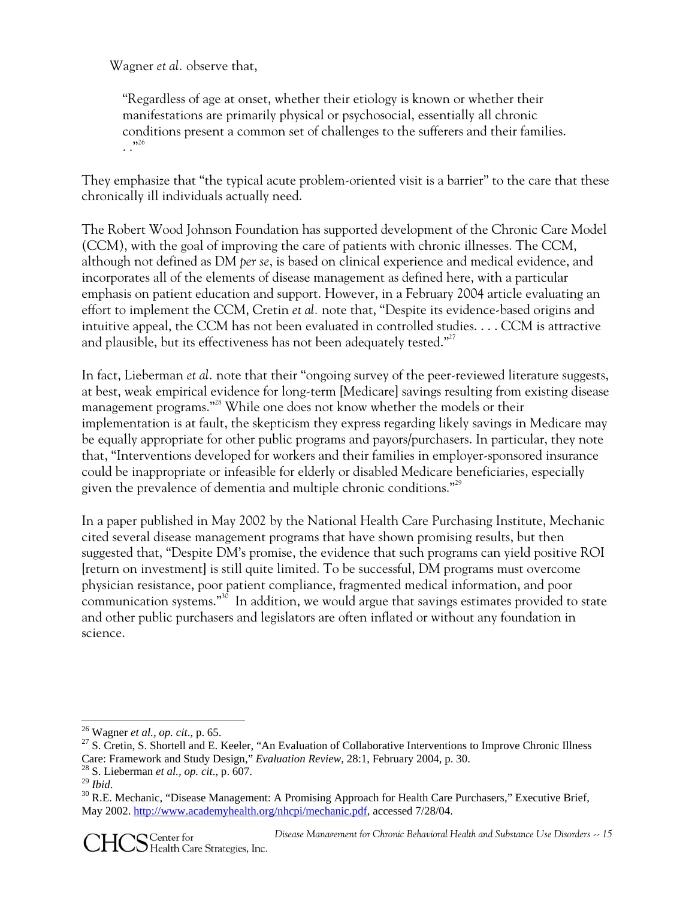Wagner *et al.* observe that,

> "Regardless of age at onset, whether their etiology is known or whether their manifestations are primarily physical or psychosocial, essentially all chronic conditions present a common set of challenges to the sufferers and their families. . ."[26]

They emphasize that "the typical acute problem-oriented visit is a barrier" to the care that these chronically ill individuals actually need.

The Robert Wood Johnson Foundation has supported development of the Chronic Care Model (CCM), with the goal of improving the care of patients with chronic illnesses. The CCM, although not defined as DM *per se*, is based on clinical experience and medical evidence, and incorporates all of the elements of disease management as defined here, with a particular emphasis on patient education and support. However, in a February 2004 article evaluating an effort to implement the CCM, Cretin *et al.* note that, "Despite its evidence-based origins and intuitive appeal, the CCM has not been evaluated in controlled studies. . . . CCM is attractive and plausible, but its effectiveness has not been adequately tested."[27]

In fact, Lieberman *et al.* note that their "ongoing survey of the peer-reviewed literature suggests, at best, weak empirical evidence for long-term [Medicare] savings resulting from existing disease management programs."[28] While one does not know whether the models or their implementation is at fault, the skepticism they express regarding likely savings in Medicare may be equally appropriate for other public programs and payors/purchasers. In particular, they note that, "Interventions developed for workers and their families in employer-sponsored insurance could be inappropriate or infeasible for elderly or disabled Medicare beneficiaries, especially given the prevalence of dementia and multiple chronic conditions."[29]

In a paper published in May 2002 by the National Health Care Purchasing Institute, Mechanic cited several disease management programs that have shown promising results, but then suggested that, "Despite DM's promise, the evidence that such programs can yield positive ROI [return on investment] is still quite limited. To be successful, DM programs must overcome physician resistance, poor patient compliance, fragmented medical information, and poor communication systems."[30] In addition, we would argue that savings estimates provided to state and other public purchasers and legislators are often inflated or without any foundation in science.

---

[26] Wagner *et al., op. cit.*, p. 65.

[27] S. Cretin, S. Shortell and E. Keeler, "An Evaluation of Collaborative Interventions to Improve Chronic Illness Care: Framework and Study Design," *Evaluation Review*, 28:1, February 2004, p. 30.

[28] S. Lieberman *et al., op. cit.*, p. 607.

[29] *Ibid.*

[30] R.E. Mechanic, "Disease Management: A Promising Approach for Health Care Purchasers," Executive Brief, May 2002. http://www.academyhealth.org/nhcpi/mechanic.pdf, accessed 7/28/04.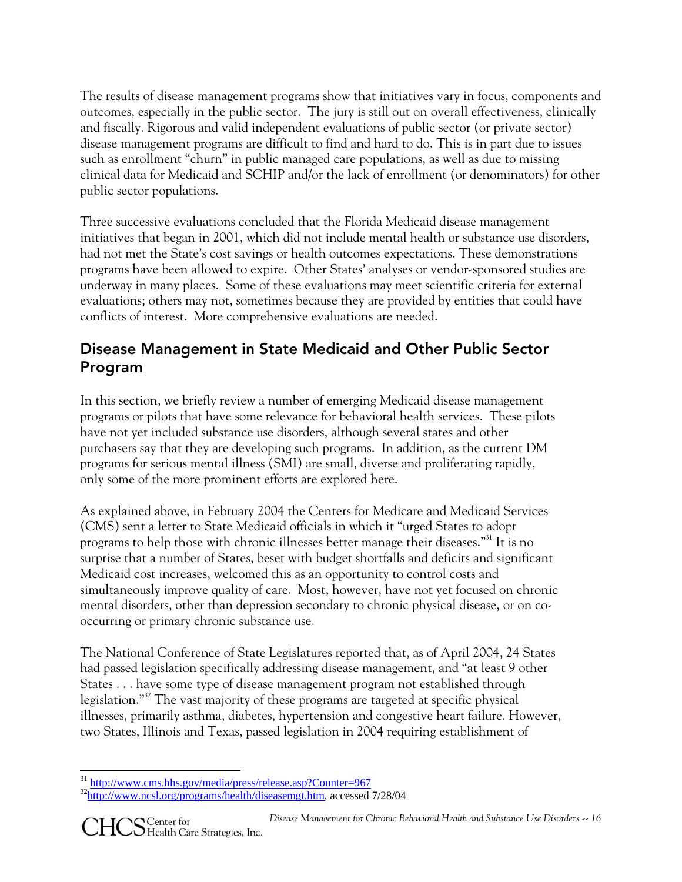The results of disease management programs show that initiatives vary in focus, components and outcomes, especially in the public sector. The jury is still out on overall effectiveness, clinically and fiscally. Rigorous and valid independent evaluations of public sector (or private sector) disease management programs are difficult to find and hard to do. This is in part due to issues such as enrollment "churn" in public managed care populations, as well as due to missing clinical data for Medicaid and SCHIP and/or the lack of enrollment (or denominators) for other public sector populations.

Three successive evaluations concluded that the Florida Medicaid disease management initiatives that began in 2001, which did not include mental health or substance use disorders, had not met the State's cost savings or health outcomes expectations. These demonstrations programs have been allowed to expire. Other States' analyses or vendor-sponsored studies are underway in many places. Some of these evaluations may meet scientific criteria for external evaluations; others may not, sometimes because they are provided by entities that could have conflicts of interest. More comprehensive evaluations are needed.

## Disease Management in State Medicaid and Other Public Sector Program

In this section, we briefly review a number of emerging Medicaid disease management programs or pilots that have some relevance for behavioral health services. These pilots have not yet included substance use disorders, although several states and other purchasers say that they are developing such programs. In addition, as the current DM programs for serious mental illness (SMI) are small, diverse and proliferating rapidly, only some of the more prominent efforts are explored here.

As explained above, in February 2004 the Centers for Medicare and Medicaid Services (CMS) sent a letter to State Medicaid officials in which it "urged States to adopt programs to help those with chronic illnesses better manage their diseases."[31] It is no surprise that a number of States, beset with budget shortfalls and deficits and significant Medicaid cost increases, welcomed this as an opportunity to control costs and simultaneously improve quality of care. Most, however, have not yet focused on chronic mental disorders, other than depression secondary to chronic physical disease, or on co-occurring or primary chronic substance use.

The National Conference of State Legislatures reported that, as of April 2004, 24 States had passed legislation specifically addressing disease management, and "at least 9 other States . . . have some type of disease management program not established through legislation."[32] The vast majority of these programs are targeted at specific physical illnesses, primarily asthma, diabetes, hypertension and congestive heart failure. However, two States, Illinois and Texas, passed legislation in 2004 requiring establishment of

---

[31] http://www.cms.hhs.gov/media/press/release.asp?Counter=967

[32] http://www.ncsl.org/programs/health/diseasemgt.htm, accessed 7/28/04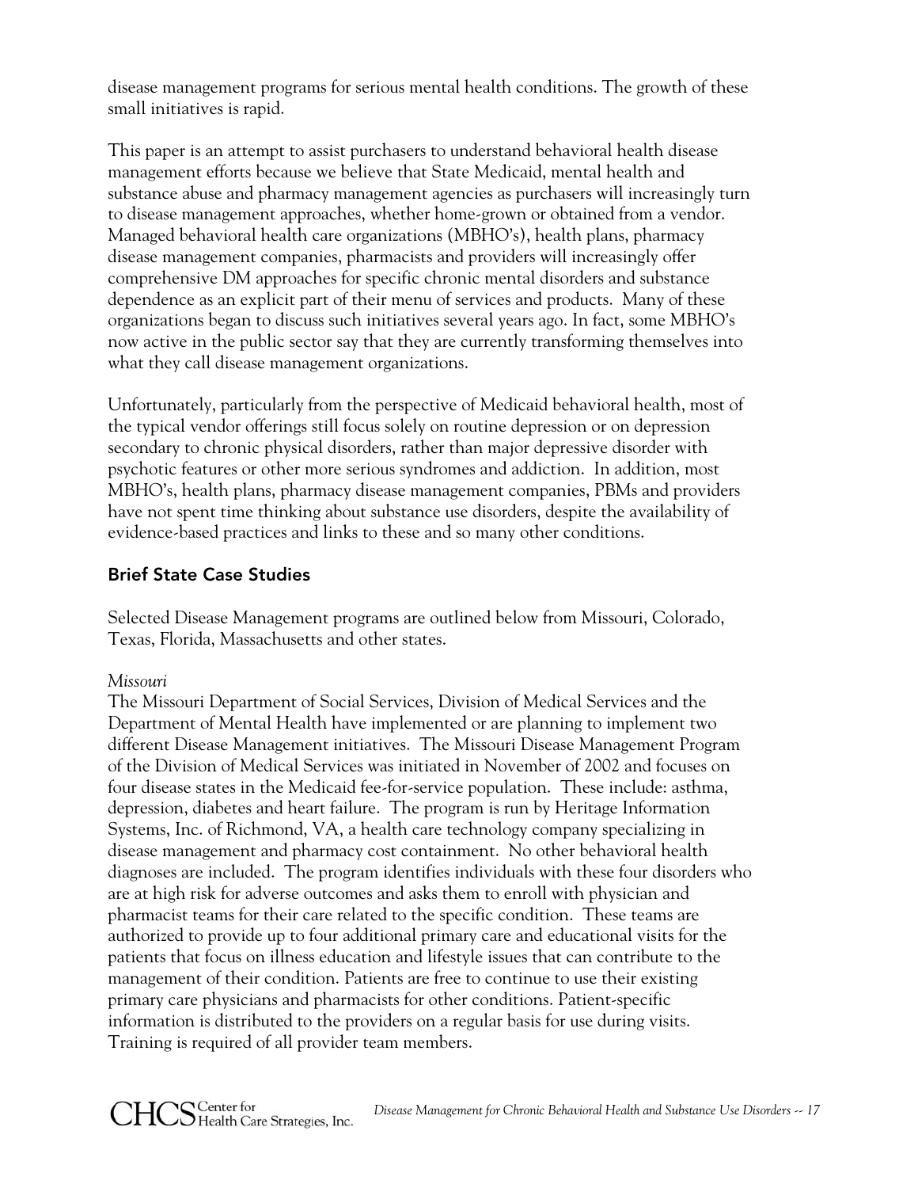disease management programs for serious mental health conditions. The growth of these small initiatives is rapid.

This paper is an attempt to assist purchasers to understand behavioral health disease management efforts because we believe that State Medicaid, mental health and substance abuse and pharmacy management agencies as purchasers will increasingly turn to disease management approaches, whether home-grown or obtained from a vendor. Managed behavioral health care organizations (MBHO's), health plans, pharmacy disease management companies, pharmacists and providers will increasingly offer comprehensive DM approaches for specific chronic mental disorders and substance dependence as an explicit part of their menu of services and products. Many of these organizations began to discuss such initiatives several years ago. In fact, some MBHO's now active in the public sector say that they are currently transforming themselves into what they call disease management organizations.

Unfortunately, particularly from the perspective of Medicaid behavioral health, most of the typical vendor offerings still focus solely on routine depression or on depression secondary to chronic physical disorders, rather than major depressive disorder with psychotic features or other more serious syndromes and addiction. In addition, most MBHO's, health plans, pharmacy disease management companies, PBMs and providers have not spent time thinking about substance use disorders, despite the availability of evidence-based practices and links to these and so many other conditions.

## Brief State Case Studies

Selected Disease Management programs are outlined below from Missouri, Colorado, Texas, Florida, Massachusetts and other states.

*Missouri*

The Missouri Department of Social Services, Division of Medical Services and the Department of Mental Health have implemented or are planning to implement two different Disease Management initiatives. The Missouri Disease Management Program of the Division of Medical Services was initiated in November of 2002 and focuses on four disease states in the Medicaid fee-for-service population. These include: asthma, depression, diabetes and heart failure. The program is run by Heritage Information Systems, Inc. of Richmond, VA, a health care technology company specializing in disease management and pharmacy cost containment. No other behavioral health diagnoses are included. The program identifies individuals with these four disorders who are at high risk for adverse outcomes and asks them to enroll with physician and pharmacist teams for their care related to the specific condition. These teams are authorized to provide up to four additional primary care and educational visits for the patients that focus on illness education and lifestyle issues that can contribute to the management of their condition. Patients are free to continue to use their existing primary care physicians and pharmacists for other conditions. Patient-specific information is distributed to the providers on a regular basis for use during visits. Training is required of all provider team members.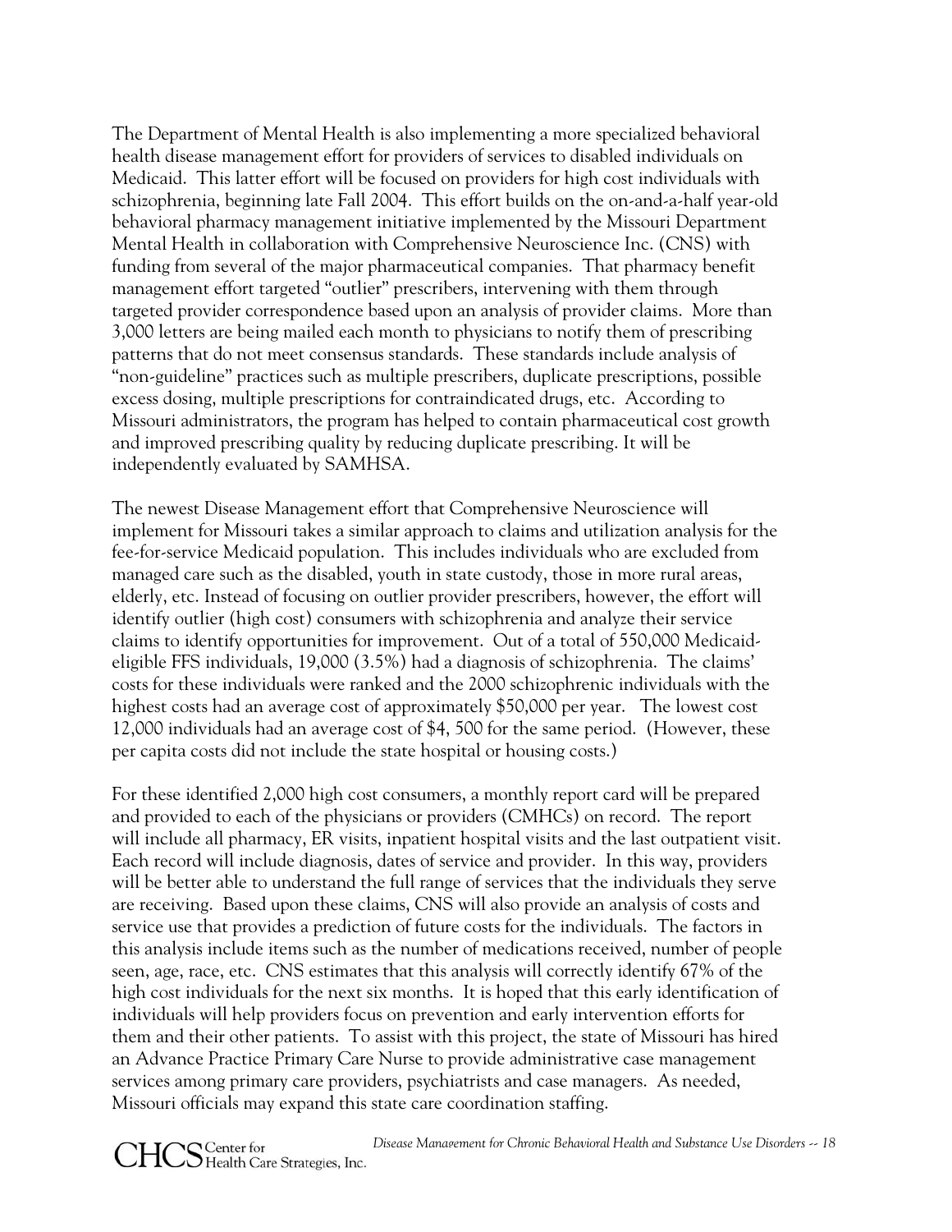The Department of Mental Health is also implementing a more specialized behavioral health disease management effort for providers of services to disabled individuals on Medicaid. This latter effort will be focused on providers for high cost individuals with schizophrenia, beginning late Fall 2004. This effort builds on the on-and-a-half year-old behavioral pharmacy management initiative implemented by the Missouri Department Mental Health in collaboration with Comprehensive Neuroscience Inc. (CNS) with funding from several of the major pharmaceutical companies. That pharmacy benefit management effort targeted "outlier" prescribers, intervening with them through targeted provider correspondence based upon an analysis of provider claims. More than 3,000 letters are being mailed each month to physicians to notify them of prescribing patterns that do not meet consensus standards. These standards include analysis of "non-guideline" practices such as multiple prescribers, duplicate prescriptions, possible excess dosing, multiple prescriptions for contraindicated drugs, etc. According to Missouri administrators, the program has helped to contain pharmaceutical cost growth and improved prescribing quality by reducing duplicate prescribing. It will be independently evaluated by SAMHSA.

The newest Disease Management effort that Comprehensive Neuroscience will implement for Missouri takes a similar approach to claims and utilization analysis for the fee-for-service Medicaid population. This includes individuals who are excluded from managed care such as the disabled, youth in state custody, those in more rural areas, elderly, etc. Instead of focusing on outlier provider prescribers, however, the effort will identify outlier (high cost) consumers with schizophrenia and analyze their service claims to identify opportunities for improvement. Out of a total of 550,000 Medicaid-eligible FFS individuals, 19,000 (3.5%) had a diagnosis of schizophrenia. The claims' costs for these individuals were ranked and the 2000 schizophrenic individuals with the highest costs had an average cost of approximately $50,000 per year. The lowest cost 12,000 individuals had an average cost of $4, 500 for the same period. (However, these per capita costs did not include the state hospital or housing costs.)

For these identified 2,000 high cost consumers, a monthly report card will be prepared and provided to each of the physicians or providers (CMHCs) on record. The report will include all pharmacy, ER visits, inpatient hospital visits and the last outpatient visit. Each record will include diagnosis, dates of service and provider. In this way, providers will be better able to understand the full range of services that the individuals they serve are receiving. Based upon these claims, CNS will also provide an analysis of costs and service use that provides a prediction of future costs for the individuals. The factors in this analysis include items such as the number of medications received, number of people seen, age, race, etc. CNS estimates that this analysis will correctly identify 67% of the high cost individuals for the next six months. It is hoped that this early identification of individuals will help providers focus on prevention and early intervention efforts for them and their other patients. To assist with this project, the state of Missouri has hired an Advance Practice Primary Care Nurse to provide administrative case management services among primary care providers, psychiatrists and case managers. As needed, Missouri officials may expand this state care coordination staffing.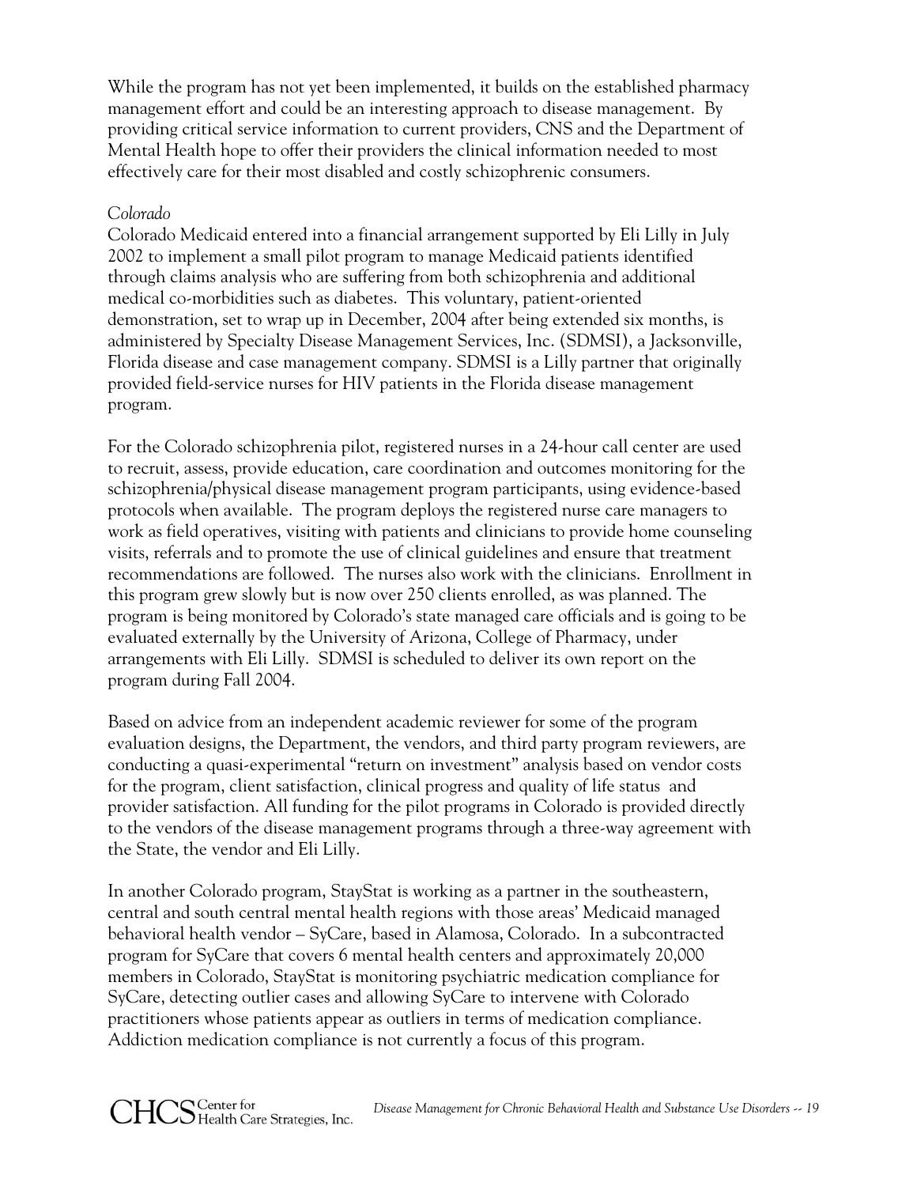While the program has not yet been implemented, it builds on the established pharmacy management effort and could be an interesting approach to disease management. By providing critical service information to current providers, CNS and the Department of Mental Health hope to offer their providers the clinical information needed to most effectively care for their most disabled and costly schizophrenic consumers.

*Colorado*

Colorado Medicaid entered into a financial arrangement supported by Eli Lilly in July 2002 to implement a small pilot program to manage Medicaid patients identified through claims analysis who are suffering from both schizophrenia and additional medical co-morbidities such as diabetes. This voluntary, patient-oriented demonstration, set to wrap up in December, 2004 after being extended six months, is administered by Specialty Disease Management Services, Inc. (SDMSI), a Jacksonville, Florida disease and case management company. SDMSI is a Lilly partner that originally provided field-service nurses for HIV patients in the Florida disease management program.

For the Colorado schizophrenia pilot, registered nurses in a 24-hour call center are used to recruit, assess, provide education, care coordination and outcomes monitoring for the schizophrenia/physical disease management program participants, using evidence-based protocols when available. The program deploys the registered nurse care managers to work as field operatives, visiting with patients and clinicians to provide home counseling visits, referrals and to promote the use of clinical guidelines and ensure that treatment recommendations are followed. The nurses also work with the clinicians. Enrollment in this program grew slowly but is now over 250 clients enrolled, as was planned. The program is being monitored by Colorado's state managed care officials and is going to be evaluated externally by the University of Arizona, College of Pharmacy, under arrangements with Eli Lilly. SDMSI is scheduled to deliver its own report on the program during Fall 2004.

Based on advice from an independent academic reviewer for some of the program evaluation designs, the Department, the vendors, and third party program reviewers, are conducting a quasi-experimental "return on investment" analysis based on vendor costs for the program, client satisfaction, clinical progress and quality of life status and provider satisfaction. All funding for the pilot programs in Colorado is provided directly to the vendors of the disease management programs through a three-way agreement with the State, the vendor and Eli Lilly.

In another Colorado program, StayStat is working as a partner in the southeastern, central and south central mental health regions with those areas' Medicaid managed behavioral health vendor – SyCare, based in Alamosa, Colorado. In a subcontracted program for SyCare that covers 6 mental health centers and approximately 20,000 members in Colorado, StayStat is monitoring psychiatric medication compliance for SyCare, detecting outlier cases and allowing SyCare to intervene with Colorado practitioners whose patients appear as outliers in terms of medication compliance. Addiction medication compliance is not currently a focus of this program.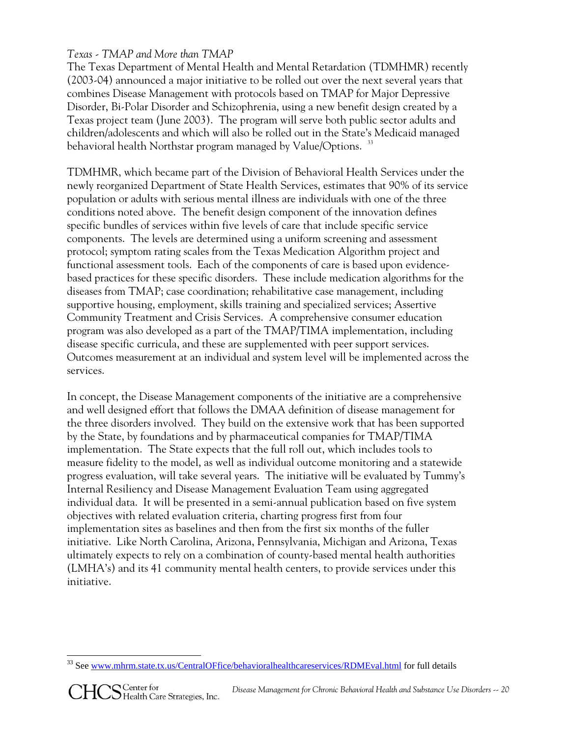*Texas - TMAP and More than TMAP*

The Texas Department of Mental Health and Mental Retardation (TDMHMR) recently (2003-04) announced a major initiative to be rolled out over the next several years that combines Disease Management with protocols based on TMAP for Major Depressive Disorder, Bi-Polar Disorder and Schizophrenia, using a new benefit design created by a Texas project team (June 2003). The program will serve both public sector adults and children/adolescents and which will also be rolled out in the State's Medicaid managed behavioral health Northstar program managed by Value/Options. [33]

TDMHMR, which became part of the Division of Behavioral Health Services under the newly reorganized Department of State Health Services, estimates that 90% of its service population or adults with serious mental illness are individuals with one of the three conditions noted above. The benefit design component of the innovation defines specific bundles of services within five levels of care that include specific service components. The levels are determined using a uniform screening and assessment protocol; symptom rating scales from the Texas Medication Algorithm project and functional assessment tools. Each of the components of care is based upon evidence-based practices for these specific disorders. These include medication algorithms for the diseases from TMAP; case coordination; rehabilitative case management, including supportive housing, employment, skills training and specialized services; Assertive Community Treatment and Crisis Services. A comprehensive consumer education program was also developed as a part of the TMAP/TIMA implementation, including disease specific curricula, and these are supplemented with peer support services. Outcomes measurement at an individual and system level will be implemented across the services.

In concept, the Disease Management components of the initiative are a comprehensive and well designed effort that follows the DMAA definition of disease management for the three disorders involved. They build on the extensive work that has been supported by the State, by foundations and by pharmaceutical companies for TMAP/TIMA implementation. The State expects that the full roll out, which includes tools to measure fidelity to the model, as well as individual outcome monitoring and a statewide progress evaluation, will take several years. The initiative will be evaluated by Tummy's Internal Resiliency and Disease Management Evaluation Team using aggregated individual data. It will be presented in a semi-annual publication based on five system objectives with related evaluation criteria, charting progress first from four implementation sites as baselines and then from the first six months of the fuller initiative. Like North Carolina, Arizona, Pennsylvania, Michigan and Arizona, Texas ultimately expects to rely on a combination of county-based mental health authorities (LMHA's) and its 41 community mental health centers, to provide services under this initiative.

---

[33] See www.mhrm.state.tx.us/CentralOFfice/behavioralhealthcareservices/RDMEval.html for full details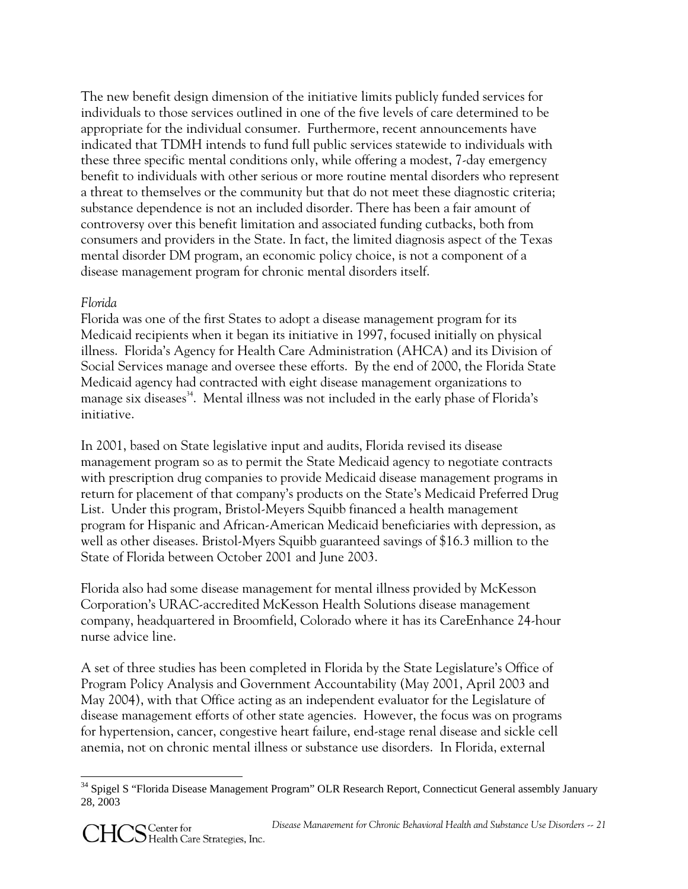The new benefit design dimension of the initiative limits publicly funded services for individuals to those services outlined in one of the five levels of care determined to be appropriate for the individual consumer. Furthermore, recent announcements have indicated that TDMH intends to fund full public services statewide to individuals with these three specific mental conditions only, while offering a modest, 7-day emergency benefit to individuals with other serious or more routine mental disorders who represent a threat to themselves or the community but that do not meet these diagnostic criteria; substance dependence is not an included disorder. There has been a fair amount of controversy over this benefit limitation and associated funding cutbacks, both from consumers and providers in the State. In fact, the limited diagnosis aspect of the Texas mental disorder DM program, an economic policy choice, is not a component of a disease management program for chronic mental disorders itself.

*Florida*

Florida was one of the first States to adopt a disease management program for its Medicaid recipients when it began its initiative in 1997, focused initially on physical illness. Florida's Agency for Health Care Administration (AHCA) and its Division of Social Services manage and oversee these efforts. By the end of 2000, the Florida State Medicaid agency had contracted with eight disease management organizations to manage six diseases[34]. Mental illness was not included in the early phase of Florida's initiative.

In 2001, based on State legislative input and audits, Florida revised its disease management program so as to permit the State Medicaid agency to negotiate contracts with prescription drug companies to provide Medicaid disease management programs in return for placement of that company's products on the State's Medicaid Preferred Drug List. Under this program, Bristol-Meyers Squibb financed a health management program for Hispanic and African-American Medicaid beneficiaries with depression, as well as other diseases. Bristol-Myers Squibb guaranteed savings of $16.3 million to the State of Florida between October 2001 and June 2003.

Florida also had some disease management for mental illness provided by McKesson Corporation's URAC-accredited McKesson Health Solutions disease management company, headquartered in Broomfield, Colorado where it has its CareEnhance 24-hour nurse advice line.

A set of three studies has been completed in Florida by the State Legislature's Office of Program Policy Analysis and Government Accountability (May 2001, April 2003 and May 2004), with that Office acting as an independent evaluator for the Legislature of disease management efforts of other state agencies. However, the focus was on programs for hypertension, cancer, congestive heart failure, end-stage renal disease and sickle cell anemia, not on chronic mental illness or substance use disorders. In Florida, external

---

[34] Spigel S "Florida Disease Management Program" OLR Research Report, Connecticut General assembly January 28, 2003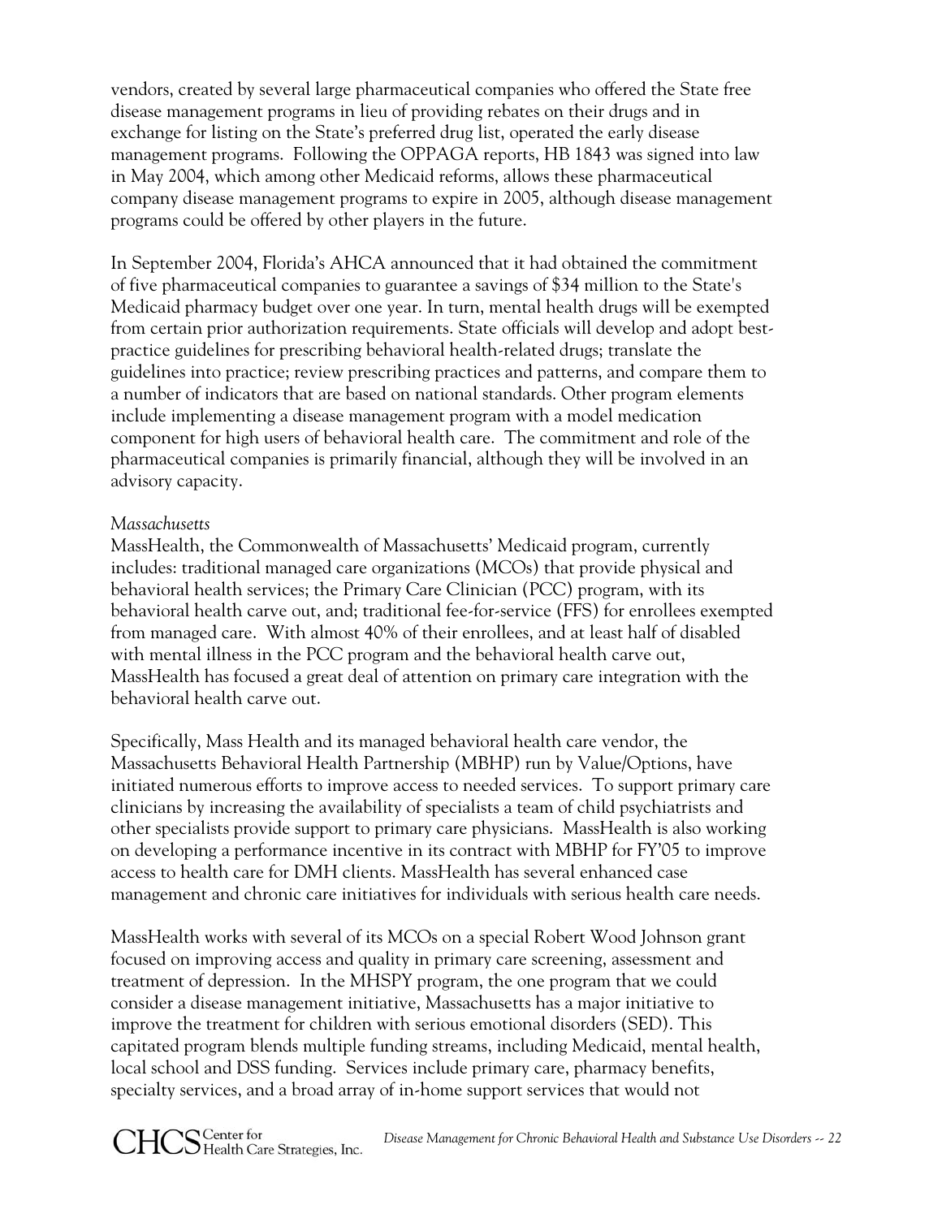vendors, created by several large pharmaceutical companies who offered the State free disease management programs in lieu of providing rebates on their drugs and in exchange for listing on the State's preferred drug list, operated the early disease management programs. Following the OPPAGA reports, HB 1843 was signed into law in May 2004, which among other Medicaid reforms, allows these pharmaceutical company disease management programs to expire in 2005, although disease management programs could be offered by other players in the future.

In September 2004, Florida's AHCA announced that it had obtained the commitment of five pharmaceutical companies to guarantee a savings of $34 million to the State's Medicaid pharmacy budget over one year. In turn, mental health drugs will be exempted from certain prior authorization requirements. State officials will develop and adopt best-practice guidelines for prescribing behavioral health-related drugs; translate the guidelines into practice; review prescribing practices and patterns, and compare them to a number of indicators that are based on national standards. Other program elements include implementing a disease management program with a model medication component for high users of behavioral health care. The commitment and role of the pharmaceutical companies is primarily financial, although they will be involved in an advisory capacity.

*Massachusetts*

MassHealth, the Commonwealth of Massachusetts' Medicaid program, currently includes: traditional managed care organizations (MCOs) that provide physical and behavioral health services; the Primary Care Clinician (PCC) program, with its behavioral health carve out, and; traditional fee-for-service (FFS) for enrollees exempted from managed care. With almost 40% of their enrollees, and at least half of disabled with mental illness in the PCC program and the behavioral health carve out, MassHealth has focused a great deal of attention on primary care integration with the behavioral health carve out.

Specifically, Mass Health and its managed behavioral health care vendor, the Massachusetts Behavioral Health Partnership (MBHP) run by Value/Options, have initiated numerous efforts to improve access to needed services. To support primary care clinicians by increasing the availability of specialists a team of child psychiatrists and other specialists provide support to primary care physicians. MassHealth is also working on developing a performance incentive in its contract with MBHP for FY'05 to improve access to health care for DMH clients. MassHealth has several enhanced case management and chronic care initiatives for individuals with serious health care needs.

MassHealth works with several of its MCOs on a special Robert Wood Johnson grant focused on improving access and quality in primary care screening, assessment and treatment of depression. In the MHSPY program, the one program that we could consider a disease management initiative, Massachusetts has a major initiative to improve the treatment for children with serious emotional disorders (SED). This capitated program blends multiple funding streams, including Medicaid, mental health, local school and DSS funding. Services include primary care, pharmacy benefits, specialty services, and a broad array of in-home support services that would not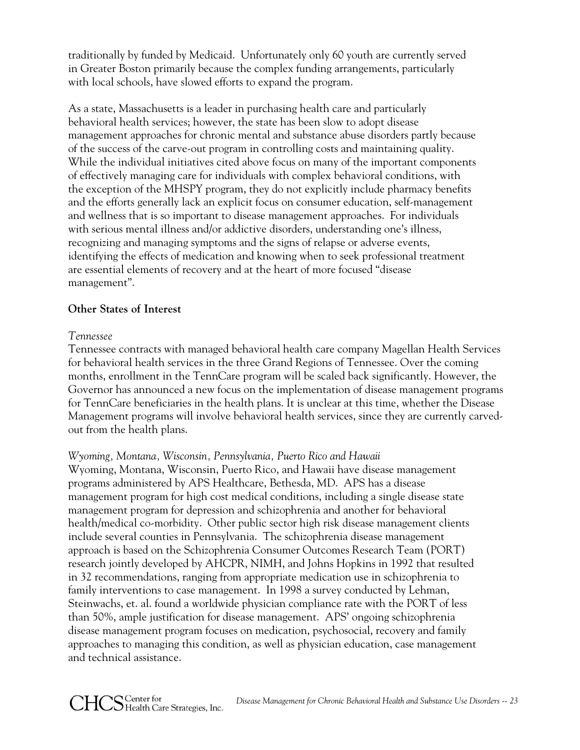traditionally by funded by Medicaid. Unfortunately only 60 youth are currently served in Greater Boston primarily because the complex funding arrangements, particularly with local schools, have slowed efforts to expand the program.

As a state, Massachusetts is a leader in purchasing health care and particularly behavioral health services; however, the state has been slow to adopt disease management approaches for chronic mental and substance abuse disorders partly because of the success of the carve-out program in controlling costs and maintaining quality. While the individual initiatives cited above focus on many of the important components of effectively managing care for individuals with complex behavioral conditions, with the exception of the MHSPY program, they do not explicitly include pharmacy benefits and the efforts generally lack an explicit focus on consumer education, self-management and wellness that is so important to disease management approaches. For individuals with serious mental illness and/or addictive disorders, understanding one's illness, recognizing and managing symptoms and the signs of relapse or adverse events, identifying the effects of medication and knowing when to seek professional treatment are essential elements of recovery and at the heart of more focused "disease management".

**Other States of Interest**

*Tennessee*

Tennessee contracts with managed behavioral health care company Magellan Health Services for behavioral health services in the three Grand Regions of Tennessee. Over the coming months, enrollment in the TennCare program will be scaled back significantly. However, the Governor has announced a new focus on the implementation of disease management programs for TennCare beneficiaries in the health plans. It is unclear at this time, whether the Disease Management programs will involve behavioral health services, since they are currently carved-out from the health plans.

*Wyoming, Montana, Wisconsin, Pennsylvania, Puerto Rico and Hawaii*

Wyoming, Montana, Wisconsin, Puerto Rico, and Hawaii have disease management programs administered by APS Healthcare, Bethesda, MD. APS has a disease management program for high cost medical conditions, including a single disease state management program for depression and schizophrenia and another for behavioral health/medical co-morbidity. Other public sector high risk disease management clients include several counties in Pennsylvania. The schizophrenia disease management approach is based on the Schizophrenia Consumer Outcomes Research Team (PORT) research jointly developed by AHCPR, NIMH, and Johns Hopkins in 1992 that resulted in 32 recommendations, ranging from appropriate medication use in schizophrenia to family interventions to case management. In 1998 a survey conducted by Lehman, Steinwachs, et. al. found a worldwide physician compliance rate with the PORT of less than 50%, ample justification for disease management. APS' ongoing schizophrenia disease management program focuses on medication, psychosocial, recovery and family approaches to managing this condition, as well as physician education, case management and technical assistance.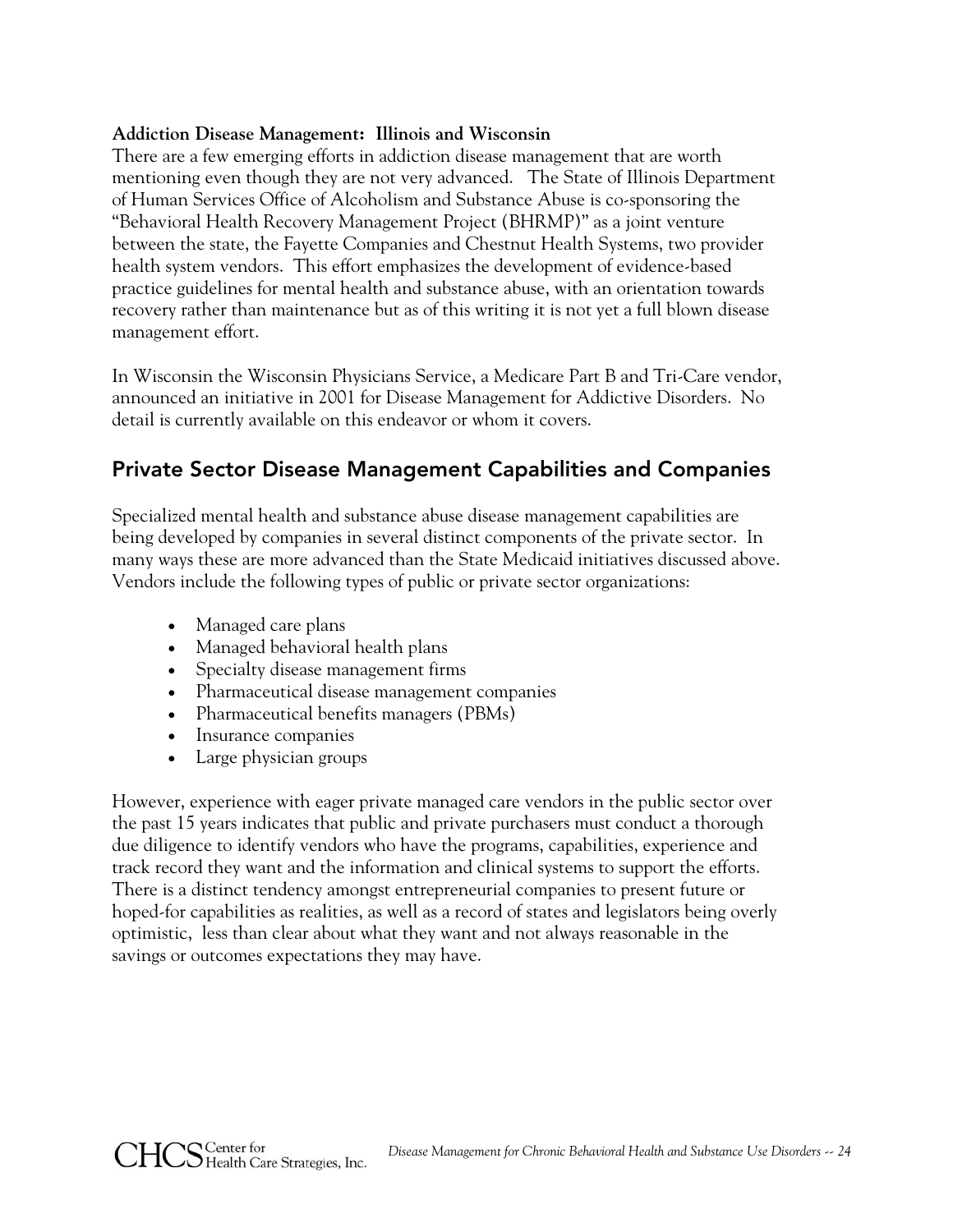**Addiction Disease Management: Illinois and Wisconsin**

There are a few emerging efforts in addiction disease management that are worth mentioning even though they are not very advanced. The State of Illinois Department of Human Services Office of Alcoholism and Substance Abuse is co-sponsoring the "Behavioral Health Recovery Management Project (BHRMP)" as a joint venture between the state, the Fayette Companies and Chestnut Health Systems, two provider health system vendors. This effort emphasizes the development of evidence-based practice guidelines for mental health and substance abuse, with an orientation towards recovery rather than maintenance but as of this writing it is not yet a full blown disease management effort.

In Wisconsin the Wisconsin Physicians Service, a Medicare Part B and Tri-Care vendor, announced an initiative in 2001 for Disease Management for Addictive Disorders. No detail is currently available on this endeavor or whom it covers.

## Private Sector Disease Management Capabilities and Companies

Specialized mental health and substance abuse disease management capabilities are being developed by companies in several distinct components of the private sector. In many ways these are more advanced than the State Medicaid initiatives discussed above. Vendors include the following types of public or private sector organizations:

- Managed care plans
- Managed behavioral health plans
- Specialty disease management firms
- Pharmaceutical disease management companies
- Pharmaceutical benefits managers (PBMs)
- Insurance companies
- Large physician groups

However, experience with eager private managed care vendors in the public sector over the past 15 years indicates that public and private purchasers must conduct a thorough due diligence to identify vendors who have the programs, capabilities, experience and track record they want and the information and clinical systems to support the efforts. There is a distinct tendency amongst entrepreneurial companies to present future or hoped-for capabilities as realities, as well as a record of states and legislators being overly optimistic, less than clear about what they want and not always reasonable in the savings or outcomes expectations they may have.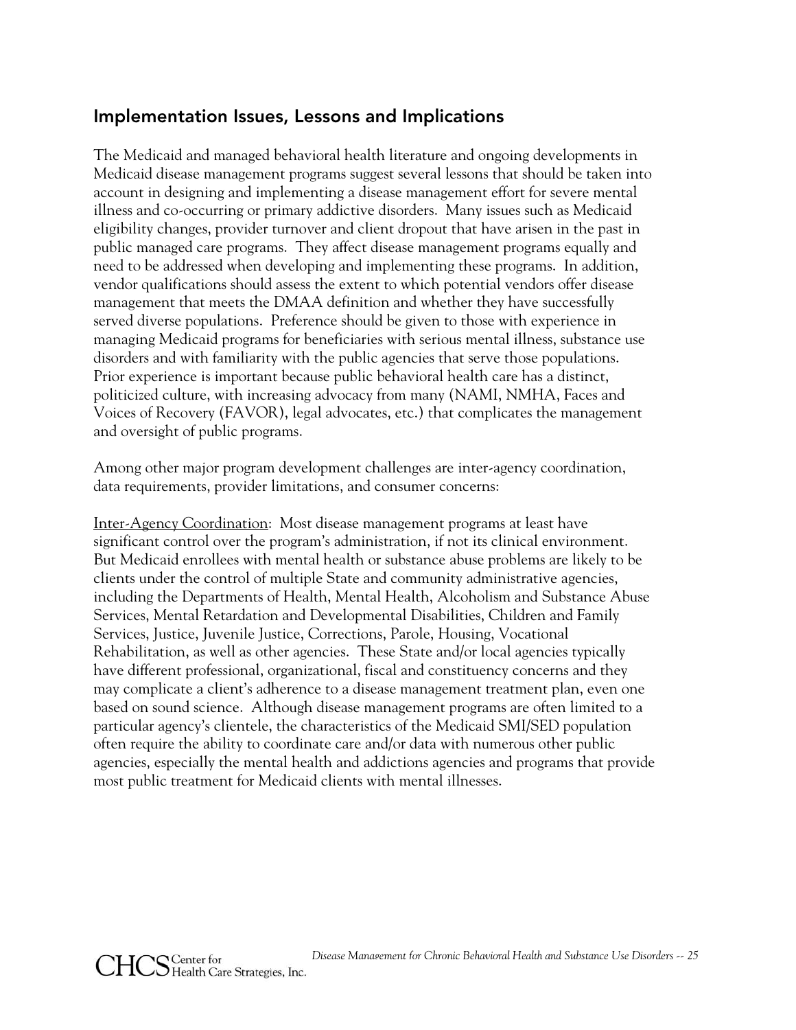## Implementation Issues, Lessons and Implications

The Medicaid and managed behavioral health literature and ongoing developments in Medicaid disease management programs suggest several lessons that should be taken into account in designing and implementing a disease management effort for severe mental illness and co-occurring or primary addictive disorders. Many issues such as Medicaid eligibility changes, provider turnover and client dropout that have arisen in the past in public managed care programs. They affect disease management programs equally and need to be addressed when developing and implementing these programs. In addition, vendor qualifications should assess the extent to which potential vendors offer disease management that meets the DMAA definition and whether they have successfully served diverse populations. Preference should be given to those with experience in managing Medicaid programs for beneficiaries with serious mental illness, substance use disorders and with familiarity with the public agencies that serve those populations. Prior experience is important because public behavioral health care has a distinct, politicized culture, with increasing advocacy from many (NAMI, NMHA, Faces and Voices of Recovery (FAVOR), legal advocates, etc.) that complicates the management and oversight of public programs.

Among other major program development challenges are inter-agency coordination, data requirements, provider limitations, and consumer concerns:

<u>Inter-Agency Coordination</u>: Most disease management programs at least have significant control over the program's administration, if not its clinical environment. But Medicaid enrollees with mental health or substance abuse problems are likely to be clients under the control of multiple State and community administrative agencies, including the Departments of Health, Mental Health, Alcoholism and Substance Abuse Services, Mental Retardation and Developmental Disabilities, Children and Family Services, Justice, Juvenile Justice, Corrections, Parole, Housing, Vocational Rehabilitation, as well as other agencies. These State and/or local agencies typically have different professional, organizational, fiscal and constituency concerns and they may complicate a client's adherence to a disease management treatment plan, even one based on sound science. Although disease management programs are often limited to a particular agency's clientele, the characteristics of the Medicaid SMI/SED population often require the ability to coordinate care and/or data with numerous other public agencies, especially the mental health and addictions agencies and programs that provide most public treatment for Medicaid clients with mental illnesses.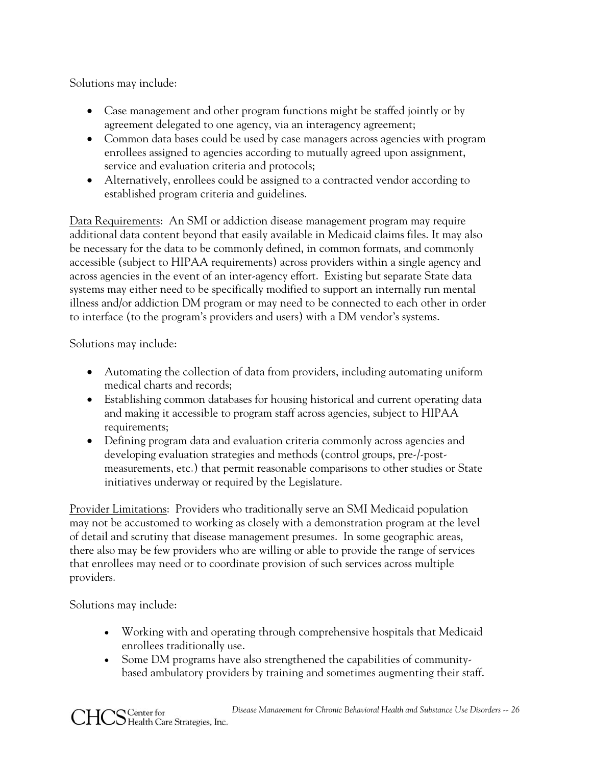Solutions may include:

- Case management and other program functions might be staffed jointly or by agreement delegated to one agency, via an interagency agreement;
- Common data bases could be used by case managers across agencies with program enrollees assigned to agencies according to mutually agreed upon assignment, service and evaluation criteria and protocols;
- Alternatively, enrollees could be assigned to a contracted vendor according to established program criteria and guidelines.

<u>Data Requirements</u>: An SMI or addiction disease management program may require additional data content beyond that easily available in Medicaid claims files. It may also be necessary for the data to be commonly defined, in common formats, and commonly accessible (subject to HIPAA requirements) across providers within a single agency and across agencies in the event of an inter-agency effort. Existing but separate State data systems may either need to be specifically modified to support an internally run mental illness and/or addiction DM program or may need to be connected to each other in order to interface (to the program's providers and users) with a DM vendor's systems.

Solutions may include:

- Automating the collection of data from providers, including automating uniform medical charts and records;
- Establishing common databases for housing historical and current operating data and making it accessible to program staff across agencies, subject to HIPAA requirements;
- Defining program data and evaluation criteria commonly across agencies and developing evaluation strategies and methods (control groups, pre-/-post-measurements, etc.) that permit reasonable comparisons to other studies or State initiatives underway or required by the Legislature.

<u>Provider Limitations</u>: Providers who traditionally serve an SMI Medicaid population may not be accustomed to working as closely with a demonstration program at the level of detail and scrutiny that disease management presumes. In some geographic areas, there also may be few providers who are willing or able to provide the range of services that enrollees may need or to coordinate provision of such services across multiple providers.

Solutions may include:

- Working with and operating through comprehensive hospitals that Medicaid enrollees traditionally use.
- Some DM programs have also strengthened the capabilities of community-based ambulatory providers by training and sometimes augmenting their staff.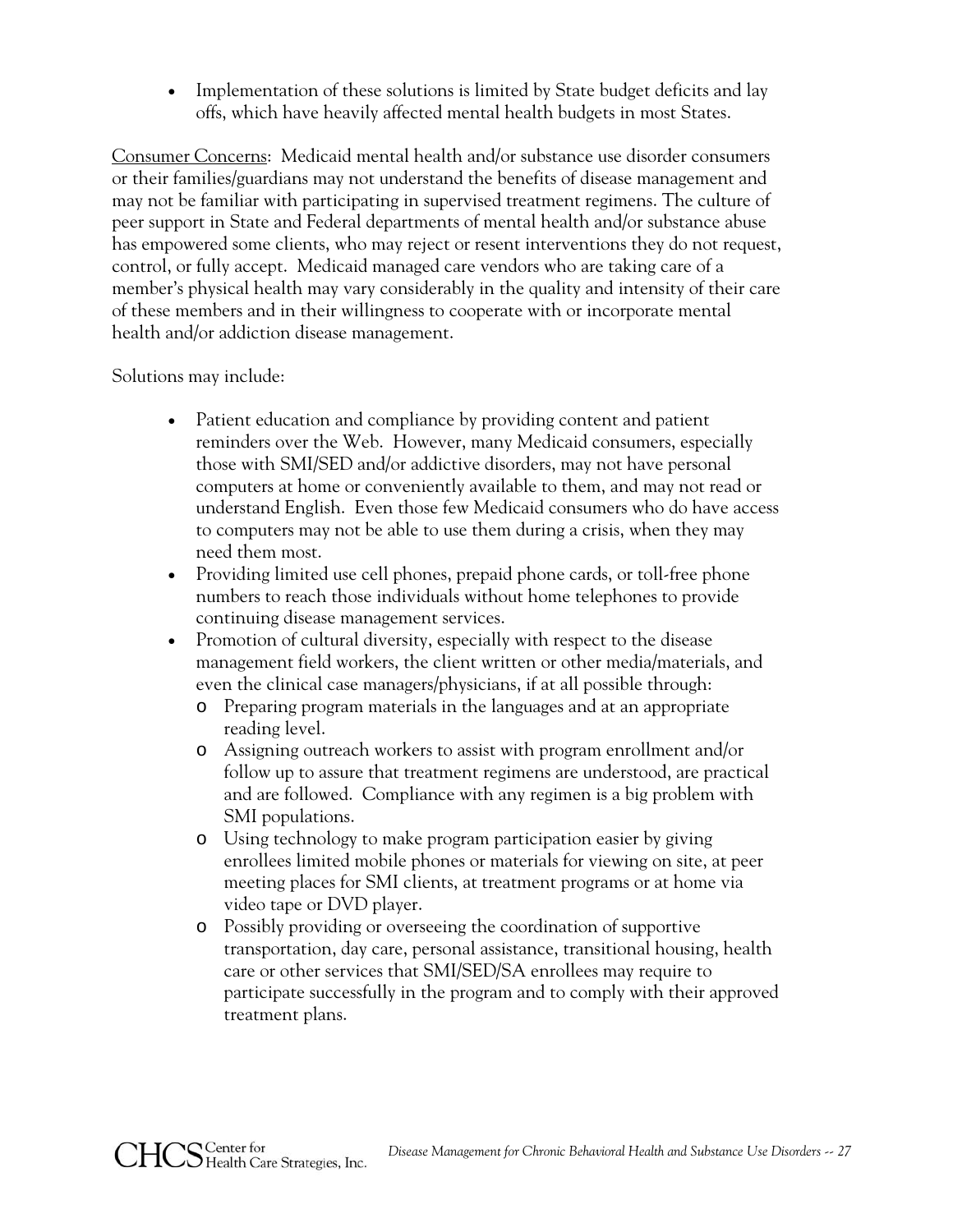- Implementation of these solutions is limited by State budget deficits and lay offs, which have heavily affected mental health budgets in most States.

<u>Consumer Concerns</u>: Medicaid mental health and/or substance use disorder consumers or their families/guardians may not understand the benefits of disease management and may not be familiar with participating in supervised treatment regimens. The culture of peer support in State and Federal departments of mental health and/or substance abuse has empowered some clients, who may reject or resent interventions they do not request, control, or fully accept. Medicaid managed care vendors who are taking care of a member's physical health may vary considerably in the quality and intensity of their care of these members and in their willingness to cooperate with or incorporate mental health and/or addiction disease management.

Solutions may include:

- Patient education and compliance by providing content and patient reminders over the Web. However, many Medicaid consumers, especially those with SMI/SED and/or addictive disorders, may not have personal computers at home or conveniently available to them, and may not read or understand English. Even those few Medicaid consumers who do have access to computers may not be able to use them during a crisis, when they may need them most.
- Providing limited use cell phones, prepaid phone cards, or toll-free phone numbers to reach those individuals without home telephones to provide continuing disease management services.
- Promotion of cultural diversity, especially with respect to the disease management field workers, the client written or other media/materials, and even the clinical case managers/physicians, if at all possible through:
  - Preparing program materials in the languages and at an appropriate reading level.
  - Assigning outreach workers to assist with program enrollment and/or follow up to assure that treatment regimens are understood, are practical and are followed. Compliance with any regimen is a big problem with SMI populations.
  - Using technology to make program participation easier by giving enrollees limited mobile phones or materials for viewing on site, at peer meeting places for SMI clients, at treatment programs or at home via video tape or DVD player.
  - Possibly providing or overseeing the coordination of supportive transportation, day care, personal assistance, transitional housing, health care or other services that SMI/SED/SA enrollees may require to participate successfully in the program and to comply with their approved treatment plans.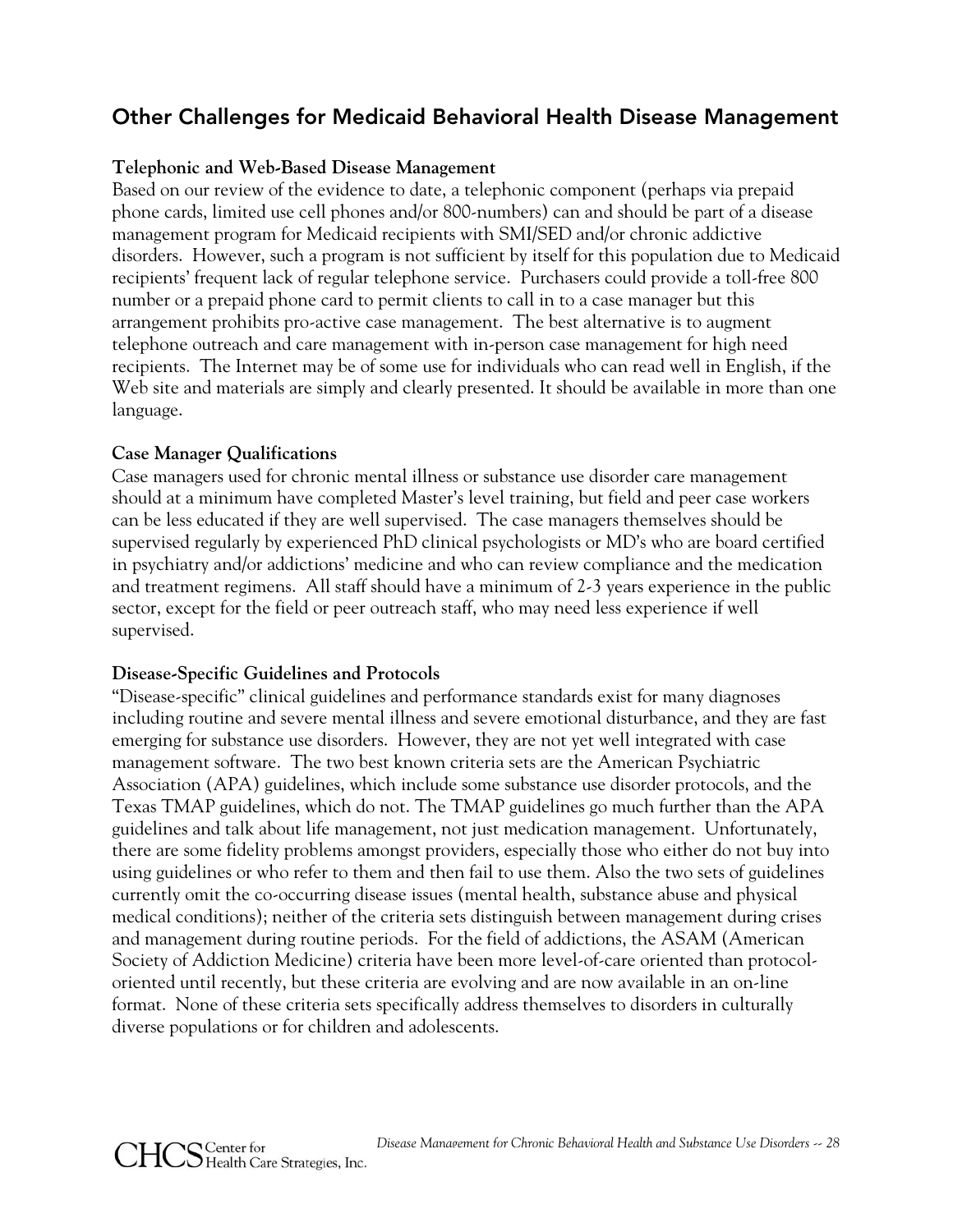## Other Challenges for Medicaid Behavioral Health Disease Management

**Telephonic and Web-Based Disease Management**

Based on our review of the evidence to date, a telephonic component (perhaps via prepaid phone cards, limited use cell phones and/or 800-numbers) can and should be part of a disease management program for Medicaid recipients with SMI/SED and/or chronic addictive disorders. However, such a program is not sufficient by itself for this population due to Medicaid recipients' frequent lack of regular telephone service. Purchasers could provide a toll-free 800 number or a prepaid phone card to permit clients to call in to a case manager but this arrangement prohibits pro-active case management. The best alternative is to augment telephone outreach and care management with in-person case management for high need recipients. The Internet may be of some use for individuals who can read well in English, if the Web site and materials are simply and clearly presented. It should be available in more than one language.

**Case Manager Qualifications**

Case managers used for chronic mental illness or substance use disorder care management should at a minimum have completed Master's level training, but field and peer case workers can be less educated if they are well supervised. The case managers themselves should be supervised regularly by experienced PhD clinical psychologists or MD's who are board certified in psychiatry and/or addictions' medicine and who can review compliance and the medication and treatment regimens. All staff should have a minimum of 2-3 years experience in the public sector, except for the field or peer outreach staff, who may need less experience if well supervised.

**Disease-Specific Guidelines and Protocols**

"Disease-specific" clinical guidelines and performance standards exist for many diagnoses including routine and severe mental illness and severe emotional disturbance, and they are fast emerging for substance use disorders. However, they are not yet well integrated with case management software. The two best known criteria sets are the American Psychiatric Association (APA) guidelines, which include some substance use disorder protocols, and the Texas TMAP guidelines, which do not. The TMAP guidelines go much further than the APA guidelines and talk about life management, not just medication management. Unfortunately, there are some fidelity problems amongst providers, especially those who either do not buy into using guidelines or who refer to them and then fail to use them. Also the two sets of guidelines currently omit the co-occurring disease issues (mental health, substance abuse and physical medical conditions); neither of the criteria sets distinguish between management during crises and management during routine periods. For the field of addictions, the ASAM (American Society of Addiction Medicine) criteria have been more level-of-care oriented than protocol-oriented until recently, but these criteria are evolving and are now available in an on-line format. None of these criteria sets specifically address themselves to disorders in culturally diverse populations or for children and adolescents.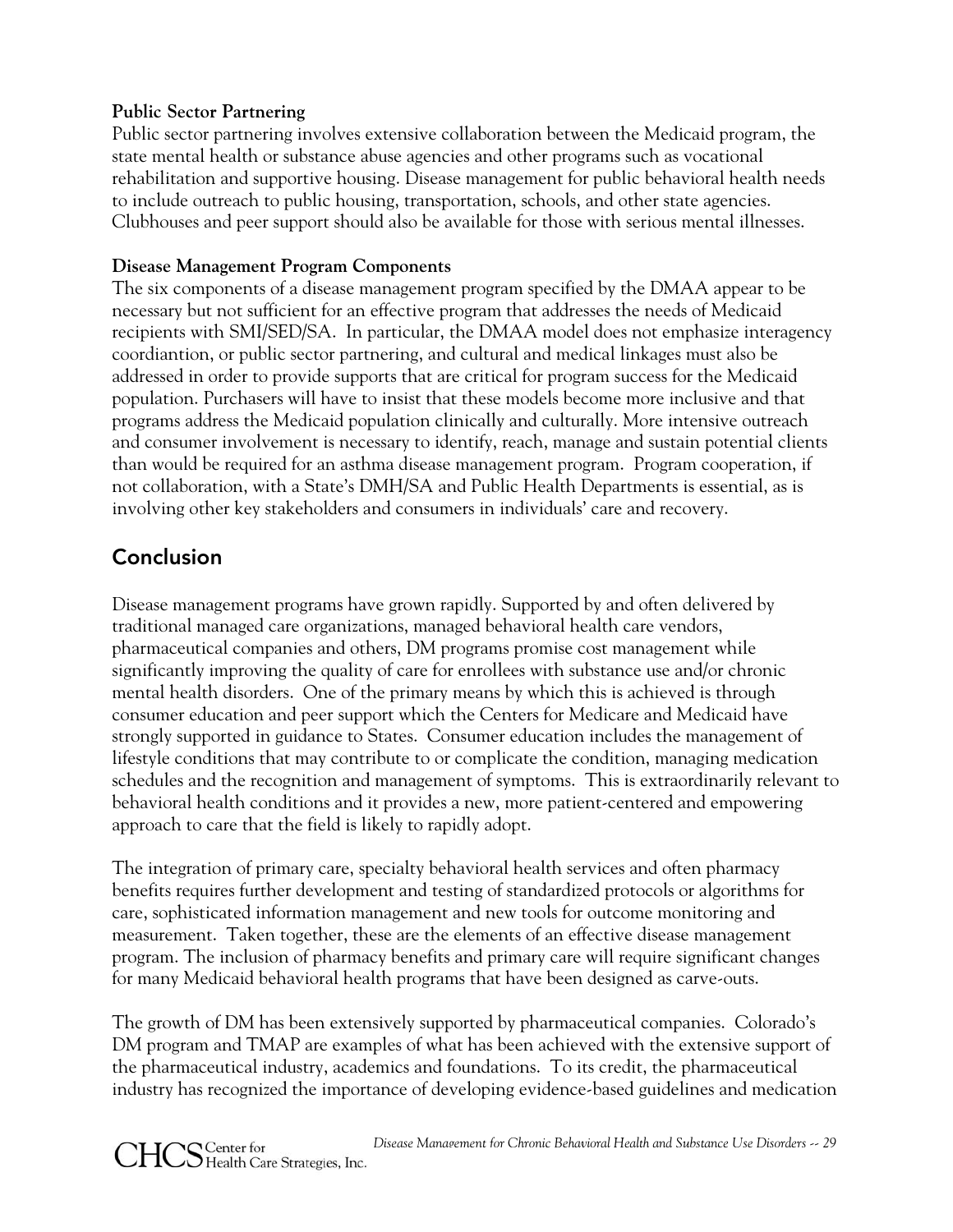**Public Sector Partnering**
Public sector partnering involves extensive collaboration between the Medicaid program, the state mental health or substance abuse agencies and other programs such as vocational rehabilitation and supportive housing. Disease management for public behavioral health needs to include outreach to public housing, transportation, schools, and other state agencies. Clubhouses and peer support should also be available for those with serious mental illnesses.

**Disease Management Program Components**
The six components of a disease management program specified by the DMAA appear to be necessary but not sufficient for an effective program that addresses the needs of Medicaid recipients with SMI/SED/SA. In particular, the DMAA model does not emphasize interagency coordiantion, or public sector partnering, and cultural and medical linkages must also be addressed in order to provide supports that are critical for program success for the Medicaid population. Purchasers will have to insist that these models become more inclusive and that programs address the Medicaid population clinically and culturally. More intensive outreach and consumer involvement is necessary to identify, reach, manage and sustain potential clients than would be required for an asthma disease management program. Program cooperation, if not collaboration, with a State's DMH/SA and Public Health Departments is essential, as is involving other key stakeholders and consumers in individuals' care and recovery.

## Conclusion

Disease management programs have grown rapidly. Supported by and often delivered by traditional managed care organizations, managed behavioral health care vendors, pharmaceutical companies and others, DM programs promise cost management while significantly improving the quality of care for enrollees with substance use and/or chronic mental health disorders. One of the primary means by which this is achieved is through consumer education and peer support which the Centers for Medicare and Medicaid have strongly supported in guidance to States. Consumer education includes the management of lifestyle conditions that may contribute to or complicate the condition, managing medication schedules and the recognition and management of symptoms. This is extraordinarily relevant to behavioral health conditions and it provides a new, more patient-centered and empowering approach to care that the field is likely to rapidly adopt.

The integration of primary care, specialty behavioral health services and often pharmacy benefits requires further development and testing of standardized protocols or algorithms for care, sophisticated information management and new tools for outcome monitoring and measurement. Taken together, these are the elements of an effective disease management program. The inclusion of pharmacy benefits and primary care will require significant changes for many Medicaid behavioral health programs that have been designed as carve-outs.

The growth of DM has been extensively supported by pharmaceutical companies. Colorado's DM program and TMAP are examples of what has been achieved with the extensive support of the pharmaceutical industry, academics and foundations. To its credit, the pharmaceutical industry has recognized the importance of developing evidence-based guidelines and medication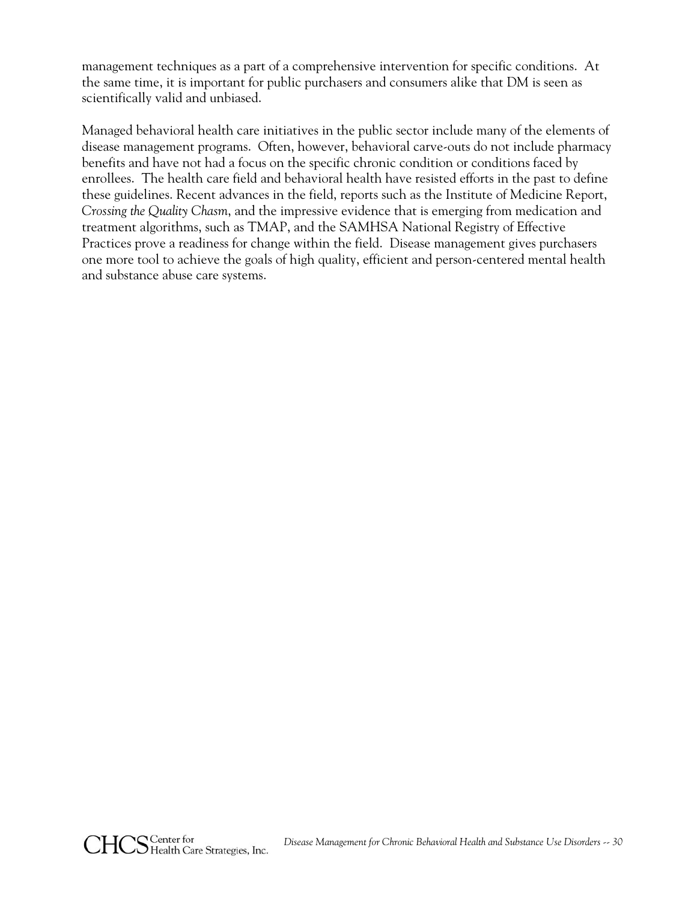management techniques as a part of a comprehensive intervention for specific conditions. At the same time, it is important for public purchasers and consumers alike that DM is seen as scientifically valid and unbiased.

Managed behavioral health care initiatives in the public sector include many of the elements of disease management programs. Often, however, behavioral carve-outs do not include pharmacy benefits and have not had a focus on the specific chronic condition or conditions faced by enrollees. The health care field and behavioral health have resisted efforts in the past to define these guidelines. Recent advances in the field, reports such as the Institute of Medicine Report, *Crossing the Quality Chasm*, and the impressive evidence that is emerging from medication and treatment algorithms, such as TMAP, and the SAMHSA National Registry of Effective Practices prove a readiness for change within the field. Disease management gives purchasers one more tool to achieve the goals of high quality, efficient and person-centered mental health and substance abuse care systems.